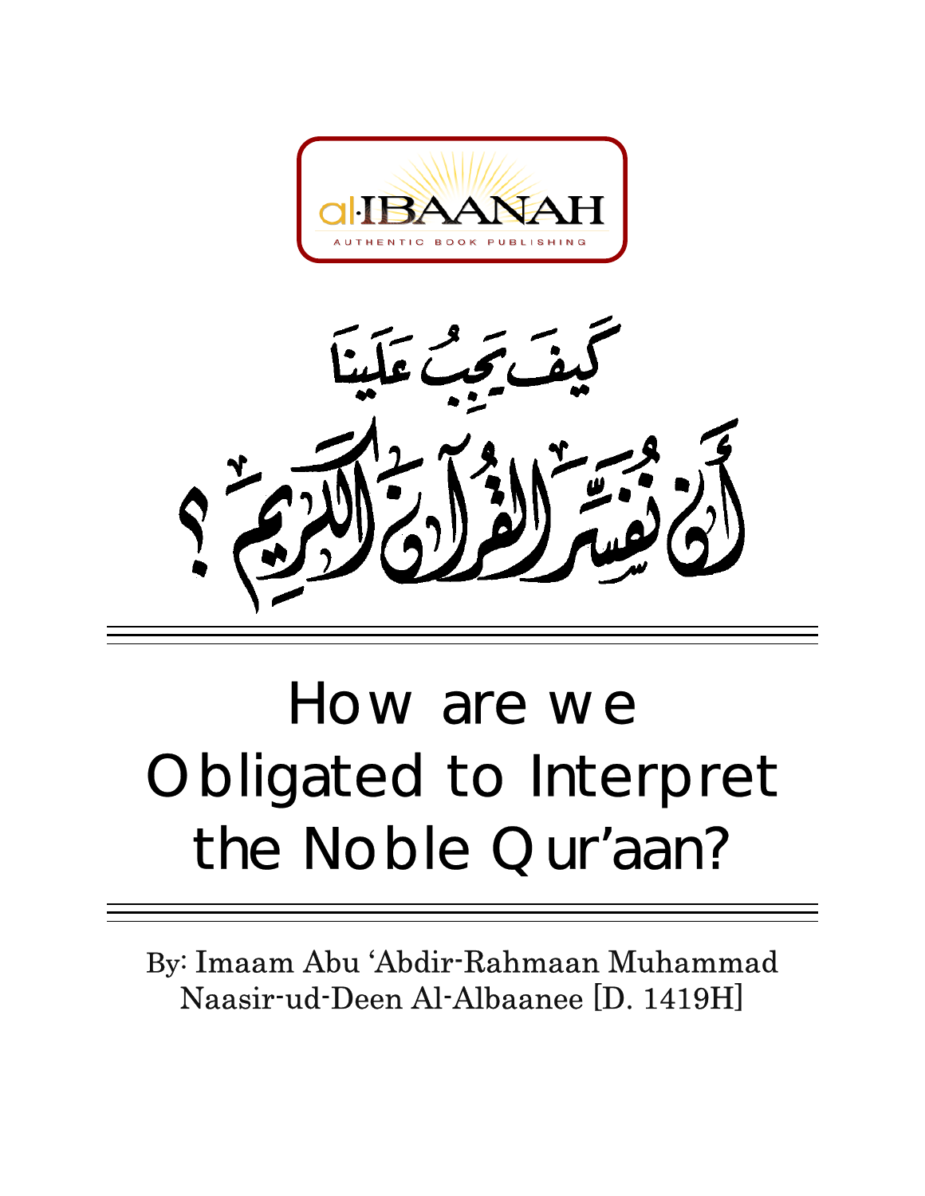al-IBAANAH

AUTHENTIC BOOK PUBLISHING

كَيفَ يَجِبُ عَلَينَا أَنْ نُفَسِّرَ القُرآنَ الكَرِيمَ ؟

# How are we Obligated to Interpret the Noble Qur'aan?

By: Imaam Abu 'Abdir-Rahmaan Muhammad Naasir-ud-Deen Al-Albaanee [D. 1419H]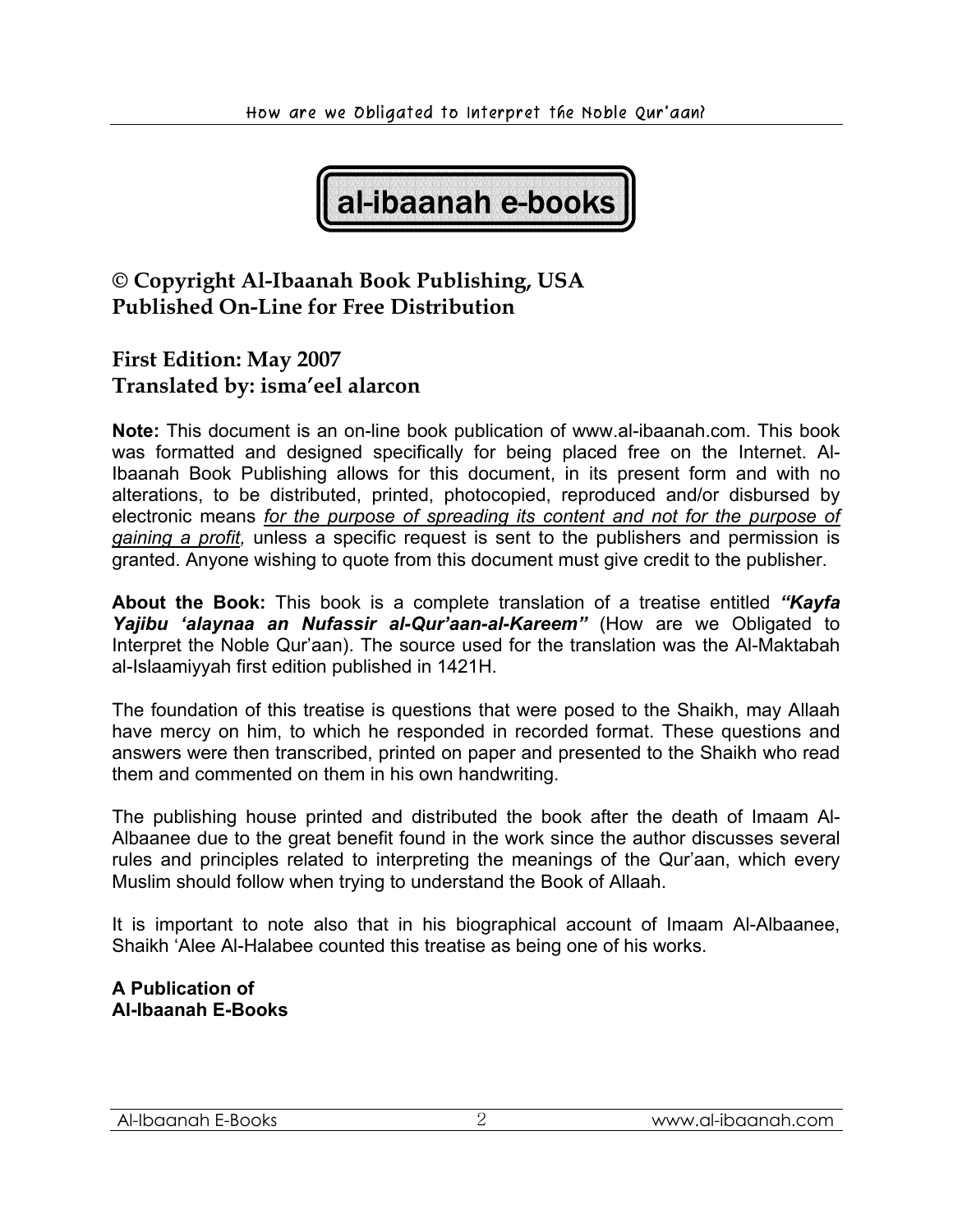**al-ibaanah e-books**

## © Copyright Al-Ibaanah Book Publishing, USA
## Published On-Line for Free Distribution

## First Edition: May 2007
## Translated by: isma'eel alarcon

**Note:** This document is an on-line book publication of www.al-ibaanah.com. This book was formatted and designed specifically for being placed free on the Internet. Al-Ibaanah Book Publishing allows for this document, in its present form and with no alterations, to be distributed, printed, photocopied, reproduced and/or disbursed by electronic means *for the purpose of spreading its content and not for the purpose of gaining a profit,* unless a specific request is sent to the publishers and permission is granted. Anyone wishing to quote from this document must give credit to the publisher.

**About the Book:** This book is a complete translation of a treatise entitled ***"Kayfa Yajibu 'alaynaa an Nufassir al-Qur'aan-al-Kareem"*** (How are we Obligated to Interpret the Noble Qur'aan). The source used for the translation was the Al-Maktabah al-Islaamiyyah first edition published in 1421H.

The foundation of this treatise is questions that were posed to the Shaikh, may Allaah have mercy on him, to which he responded in recorded format. These questions and answers were then transcribed, printed on paper and presented to the Shaikh who read them and commented on them in his own handwriting.

The publishing house printed and distributed the book after the death of Imaam Al-Albaanee due to the great benefit found in the work since the author discusses several rules and principles related to interpreting the meanings of the Qur'aan, which every Muslim should follow when trying to understand the Book of Allaah.

It is important to note also that in his biographical account of Imaam Al-Albaanee, Shaikh 'Alee Al-Halabee counted this treatise as being one of his works.

**A Publication of**
**Al-Ibaanah E-Books**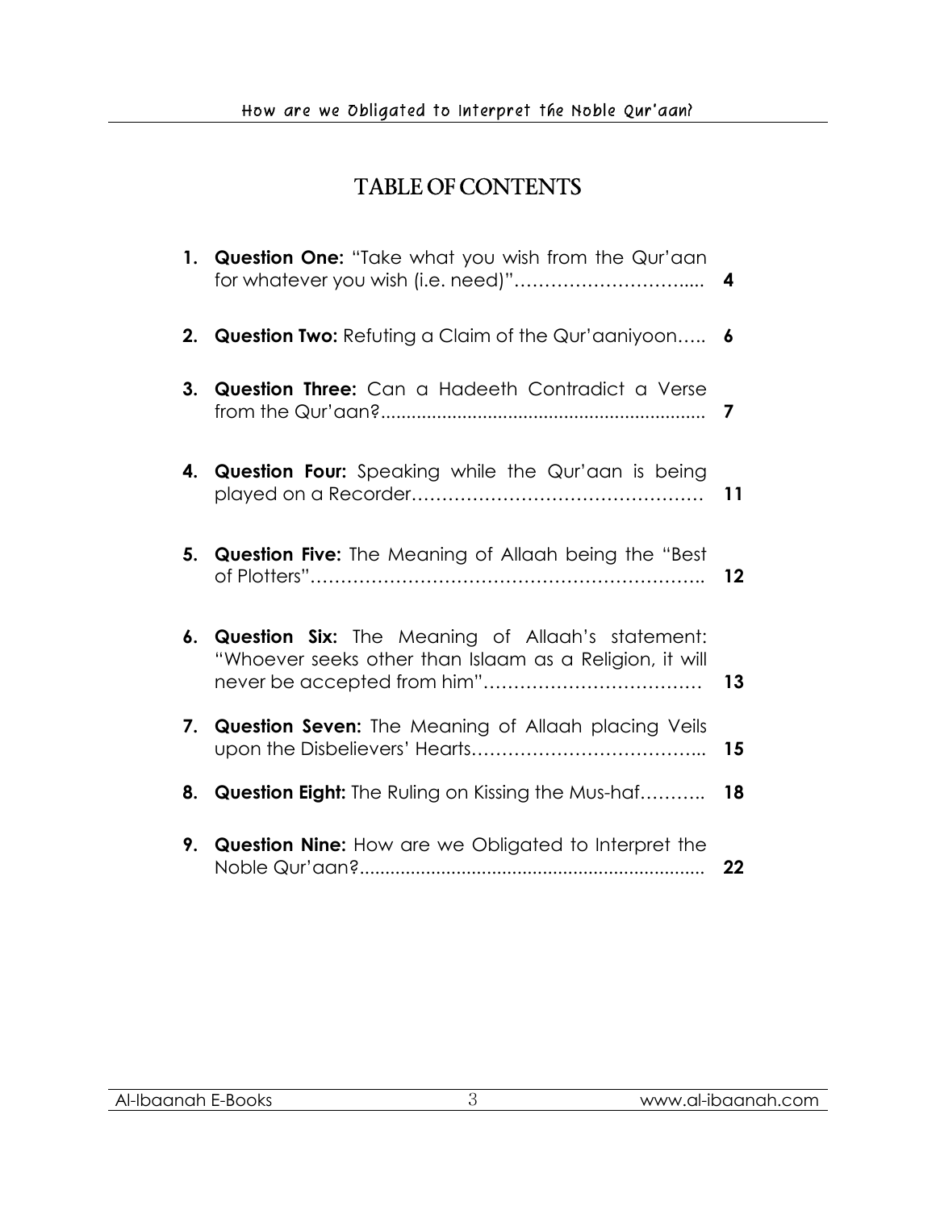# TABLE OF CONTENTS

1. **Question One:** "Take what you wish from the Qur'aan for whatever you wish (i.e. need)"………………………..... **4**
2. **Question Two:** Refuting a Claim of the Qur'aaniyoon….. **6**
3. **Question Three:** Can a Hadeeth Contradict a Verse from the Qur'aan?.............................................................. **7**
4. **Question Four:** Speaking while the Qur'aan is being played on a Recorder………………………………………… **11**
5. **Question Five:** The Meaning of Allaah being the "Best of Plotters"……………………………………………………….. **12**
6. **Question Six:** The Meaning of Allaah's statement: "Whoever seeks other than Islaam as a Religion, it will never be accepted from him"……………………………… **13**
7. **Question Seven:** The Meaning of Allaah placing Veils upon the Disbelievers' Hearts……………………………….. **15**
8. **Question Eight:** The Ruling on Kissing the Mus-haf……….. **18**
9. **Question Nine:** How are we Obligated to Interpret the Noble Qur'aan?................................................................... **22**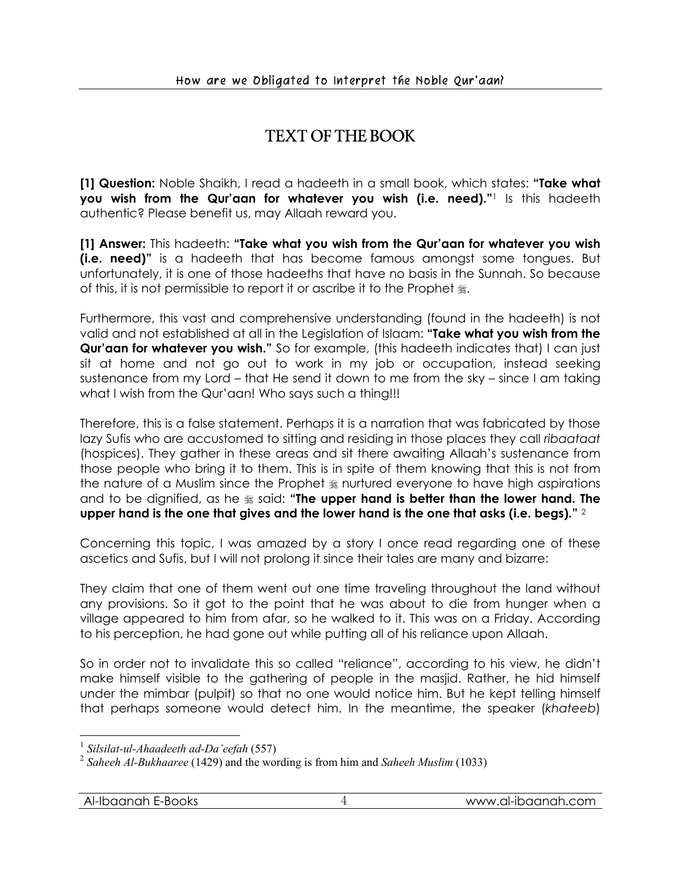# TEXT OF THE BOOK

**[1] Question:** Noble Shaikh, I read a hadeeth in a small book, which states: **"Take what you wish from the Qur'aan for whatever you wish (i.e. need)."**[1] Is this hadeeth authentic? Please benefit us, may Allaah reward you.

**[1] Answer:** This hadeeth: **"Take what you wish from the Qur'aan for whatever you wish (i.e. need)"** is a hadeeth that has become famous amongst some tongues. But unfortunately, it is one of those hadeeths that have no basis in the Sunnah. So because of this, it is not permissible to report it or ascribe it to the Prophet ﷺ.

Furthermore, this vast and comprehensive understanding (found in the hadeeth) is not valid and not established at all in the Legislation of Islaam: **"Take what you wish from the Qur'aan for whatever you wish."** So for example, (this hadeeth indicates that) I can just sit at home and not go out to work in my job or occupation, instead seeking sustenance from my Lord – that He send it down to me from the sky – since I am taking what I wish from the Qur'aan! Who says such a thing!!!

Therefore, this is a false statement. Perhaps it is a narration that was fabricated by those lazy Sufis who are accustomed to sitting and residing in those places they call *ribaataat* (hospices). They gather in these areas and sit there awaiting Allaah's sustenance from those people who bring it to them. This is in spite of them knowing that this is not from the nature of a Muslim since the Prophet ﷺ nurtured everyone to have high aspirations and to be dignified, as he ﷺ said: **"The upper hand is better than the lower hand. The upper hand is the one that gives and the lower hand is the one that asks (i.e. begs)."** [2]

Concerning this topic, I was amazed by a story I once read regarding one of these ascetics and Sufis, but I will not prolong it since their tales are many and bizarre:

They claim that one of them went out one time traveling throughout the land without any provisions. So it got to the point that he was about to die from hunger when a village appeared to him from afar, so he walked to it. This was on a Friday. According to his perception, he had gone out while putting all of his reliance upon Allaah.

So in order not to invalidate this so called "reliance", according to his view, he didn't make himself visible to the gathering of people in the masjid. Rather, he hid himself under the mimbar (pulpit) so that no one would notice him. But he kept telling himself that perhaps someone would detect him. In the meantime, the speaker (*khateeb*)

---

[1] *Silsilat-ul-Ahaadeeth ad-Da'eefah* (557)

[2] *Saheeh Al-Bukhaaree* (1429) and the wording is from him and *Saheeh Muslim* (1033)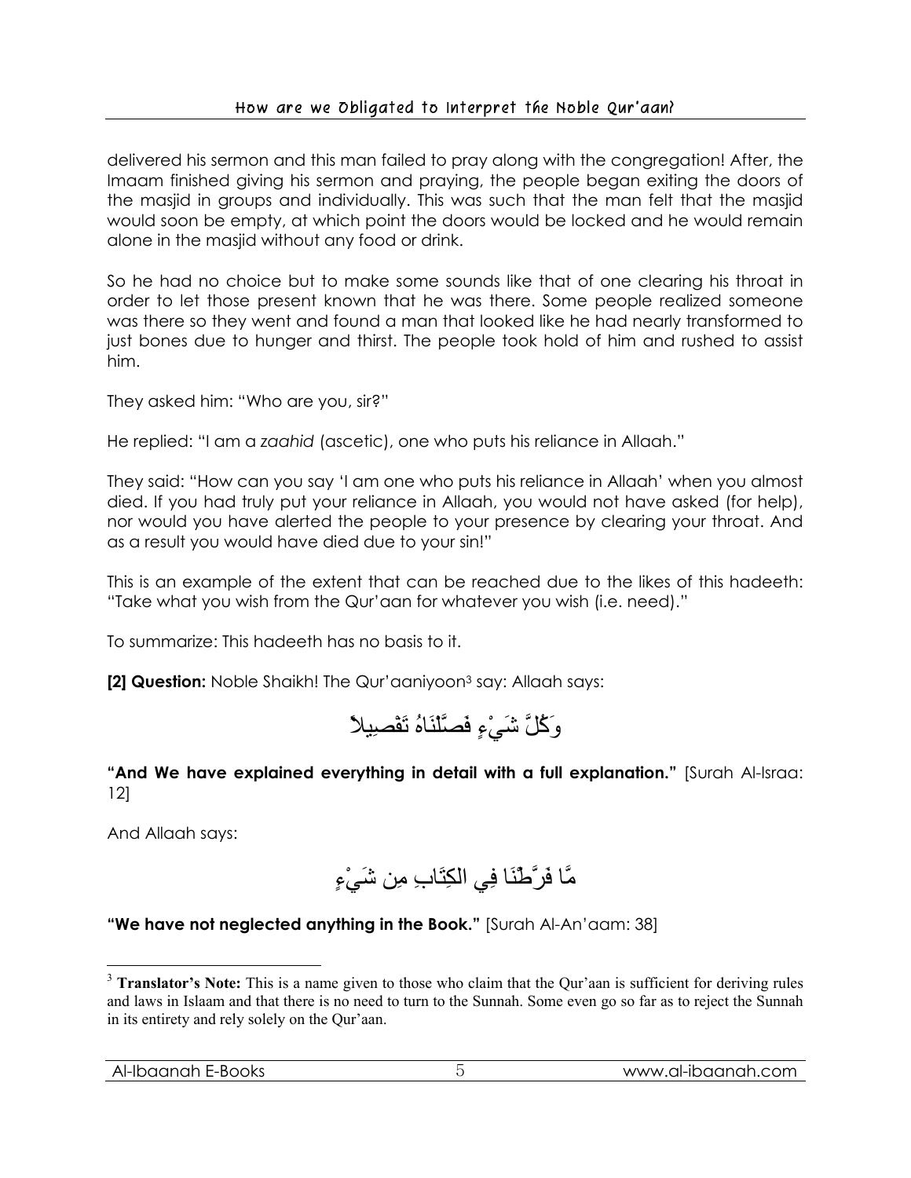delivered his sermon and this man failed to pray along with the congregation! After, the Imaam finished giving his sermon and praying, the people began exiting the doors of the masjid in groups and individually. This was such that the man felt that the masjid would soon be empty, at which point the doors would be locked and he would remain alone in the masjid without any food or drink.

So he had no choice but to make some sounds like that of one clearing his throat in order to let those present known that he was there. Some people realized someone was there so they went and found a man that looked like he had nearly transformed to just bones due to hunger and thirst. The people took hold of him and rushed to assist him.

They asked him: "Who are you, sir?"

He replied: "I am a *zaahid* (ascetic), one who puts his reliance in Allaah."

They said: "How can you say 'I am one who puts his reliance in Allaah' when you almost died. If you had truly put your reliance in Allaah, you would not have asked (for help), nor would you have alerted the people to your presence by clearing your throat. And as a result you would have died due to your sin!"

This is an example of the extent that can be reached due to the likes of this hadeeth: "Take what you wish from the Qur'aan for whatever you wish (i.e. need)."

To summarize: This hadeeth has no basis to it.

**[2] Question:** Noble Shaikh! The Qur'aaniyoon[3] say: Allaah says:

وَكُلَّ شَيْءٍ فَصَّلْنَاهُ تَفْصِيلاً

**"And We have explained everything in detail with a full explanation."** [Surah Al-Israa: 12]

And Allaah says:

مَّا فَرَّطْنَا فِي الكِتَابِ مِن شَيْءٍ

**"We have not neglected anything in the Book."** [Surah Al-An'aam: 38]

---

[3] **Translator's Note:** This is a name given to those who claim that the Qur'aan is sufficient for deriving rules and laws in Islaam and that there is no need to turn to the Sunnah. Some even go so far as to reject the Sunnah in its entirety and rely solely on the Qur'aan.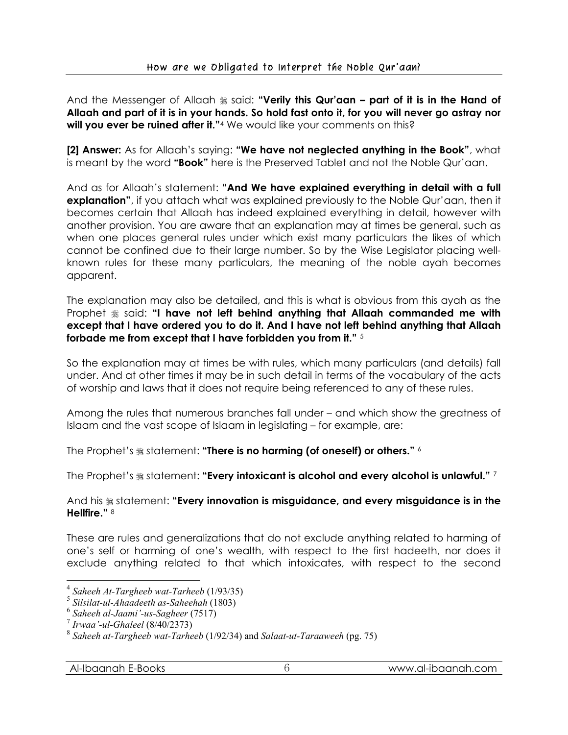And the Messenger of Allaah ﷺ said: **"Verily this Qur'aan – part of it is in the Hand of Allaah and part of it is in your hands. So hold fast onto it, for you will never go astray nor will you ever be ruined after it."**[4] We would like your comments on this?

**[2] Answer:** As for Allaah's saying: **"We have not neglected anything in the Book"**, what is meant by the word **"Book"** here is the Preserved Tablet and not the Noble Qur'aan.

And as for Allaah's statement: **"And We have explained everything in detail with a full explanation"**, if you attach what was explained previously to the Noble Qur'aan, then it becomes certain that Allaah has indeed explained everything in detail, however with another provision. You are aware that an explanation may at times be general, such as when one places general rules under which exist many particulars the likes of which cannot be confined due to their large number. So by the Wise Legislator placing well-known rules for these many particulars, the meaning of the noble ayah becomes apparent.

The explanation may also be detailed, and this is what is obvious from this ayah as the Prophet ﷺ said: **"I have not left behind anything that Allaah commanded me with except that I have ordered you to do it. And I have not left behind anything that Allaah forbade me from except that I have forbidden you from it."** [5]

So the explanation may at times be with rules, which many particulars (and details) fall under. And at other times it may be in such detail in terms of the vocabulary of the acts of worship and laws that it does not require being referenced to any of these rules.

Among the rules that numerous branches fall under – and which show the greatness of Islaam and the vast scope of Islaam in legislating – for example, are:

The Prophet's ﷺ statement: **"There is no harming (of oneself) or others."** [6]

The Prophet's ﷺ statement: **"Every intoxicant is alcohol and every alcohol is unlawful."** [7]

And his ﷺ statement: **"Every innovation is misguidance, and every misguidance is in the Hellfire."** [8]

These are rules and generalizations that do not exclude anything related to harming of one's self or harming of one's wealth, with respect to the first hadeeth, nor does it exclude anything related to that which intoxicates, with respect to the second

---

[4] *Saheeh At-Targheeb wat-Tarheeb* (1/93/35)
[5] *Silsilat-ul-Ahaadeeth as-Saheehah* (1803)
[6] *Saheeh al-Jaami'-us-Sagheer* (7517)
[7] *Irwaa'-ul-Ghaleel* (8/40/2373)
[8] *Saheeh at-Targheeb wat-Tarheeb* (1/92/34) and *Salaat-ut-Taraaweeh* (pg. 75)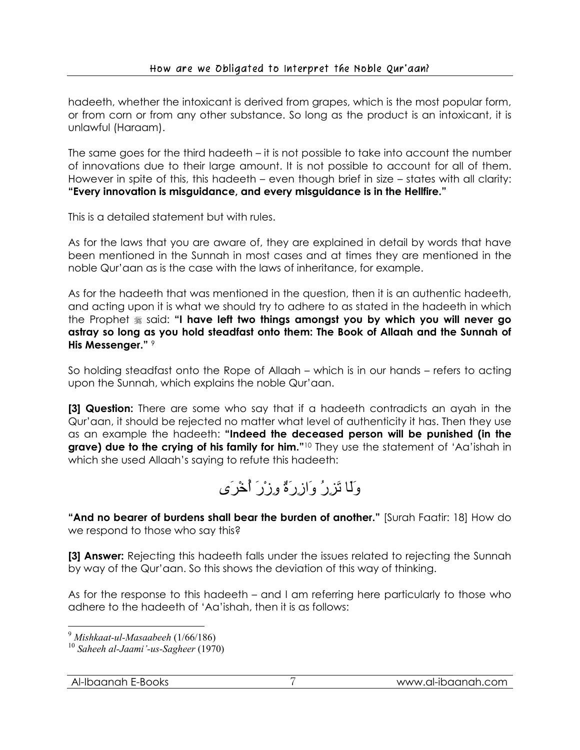hadeeth, whether the intoxicant is derived from grapes, which is the most popular form, or from corn or from any other substance. So long as the product is an intoxicant, it is unlawful (Haraam).

The same goes for the third hadeeth – it is not possible to take into account the number of innovations due to their large amount. It is not possible to account for all of them. However in spite of this, this hadeeth – even though brief in size – states with all clarity: **"Every innovation is misguidance, and every misguidance is in the Hellfire."**

This is a detailed statement but with rules.

As for the laws that you are aware of, they are explained in detail by words that have been mentioned in the Sunnah in most cases and at times they are mentioned in the noble Qur'aan as is the case with the laws of inheritance, for example.

As for the hadeeth that was mentioned in the question, then it is an authentic hadeeth, and acting upon it is what we should try to adhere to as stated in the hadeeth in which the Prophet ﷺ said: **"I have left two things amongst you by which you will never go astray so long as you hold steadfast onto them: The Book of Allaah and the Sunnah of His Messenger."** [9]

So holding steadfast onto the Rope of Allaah – which is in our hands – refers to acting upon the Sunnah, which explains the noble Qur'aan.

**[3] Question:** There are some who say that if a hadeeth contradicts an ayah in the Qur'aan, it should be rejected no matter what level of authenticity it has. Then they use as an example the hadeeth: **"Indeed the deceased person will be punished (in the grave) due to the crying of his family for him."**[10] They use the statement of 'Aa'ishah in which she used Allaah's saying to refute this hadeeth:

وَلَا تَزِرُ وَازِرَةٌ وِزْرَ أُخْرَى

**"And no bearer of burdens shall bear the burden of another."** [Surah Faatir: 18] How do we respond to those who say this?

**[3] Answer:** Rejecting this hadeeth falls under the issues related to rejecting the Sunnah by way of the Qur'aan. So this shows the deviation of this way of thinking.

As for the response to this hadeeth – and I am referring here particularly to those who adhere to the hadeeth of 'Aa'ishah, then it is as follows:

---

[9] *Mishkaat-ul-Masaabeeh* (1/66/186)

[10] *Saheeh al-Jaami'-us-Sagheer* (1970)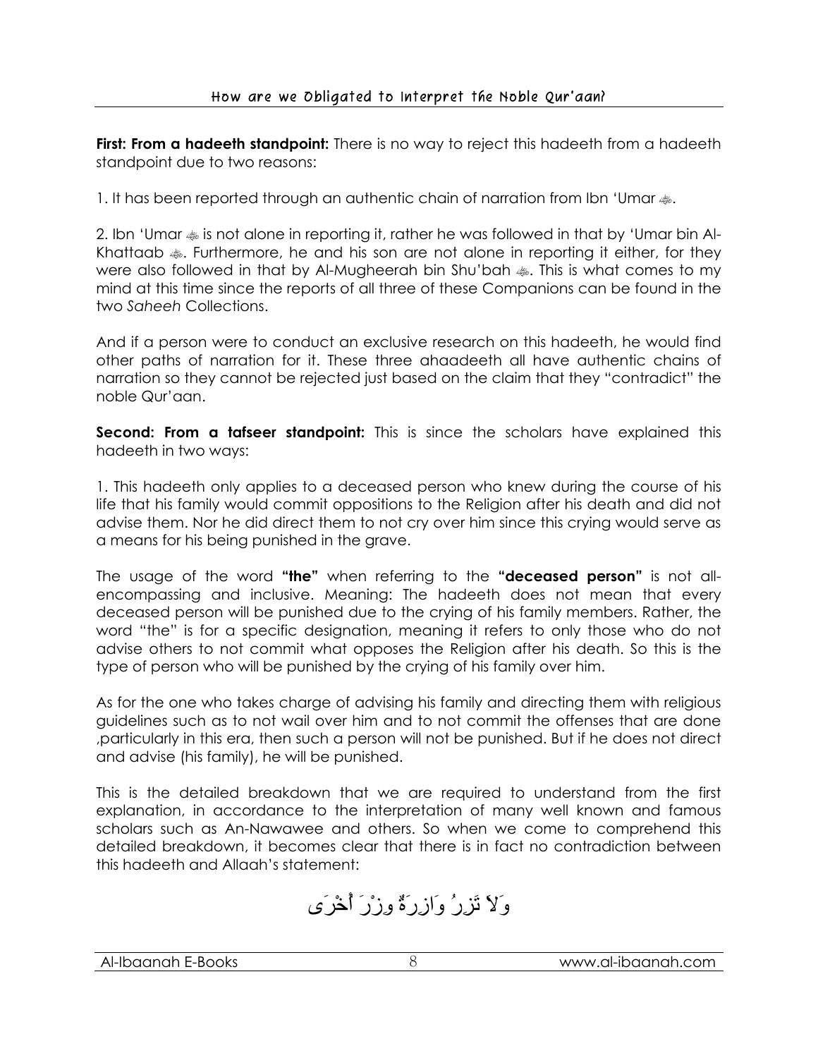**First: From a hadeeth standpoint:** There is no way to reject this hadeeth from a hadeeth standpoint due to two reasons:

1. It has been reported through an authentic chain of narration from Ibn 'Umar ﷺ.

2. Ibn 'Umar ﷺ is not alone in reporting it, rather he was followed in that by 'Umar bin Al-Khattaab ﷺ. Furthermore, he and his son are not alone in reporting it either, for they were also followed in that by Al-Mugheerah bin Shu'bah ﷺ. This is what comes to my mind at this time since the reports of all three of these Companions can be found in the two *Saheeh* Collections.

And if a person were to conduct an exclusive research on this hadeeth, he would find other paths of narration for it. These three ahaadeeth all have authentic chains of narration so they cannot be rejected just based on the claim that they "contradict" the noble Qur'aan.

**Second: From a tafseer standpoint:** This is since the scholars have explained this hadeeth in two ways:

1. This hadeeth only applies to a deceased person who knew during the course of his life that his family would commit oppositions to the Religion after his death and did not advise them. Nor he did direct them to not cry over him since this crying would serve as a means for his being punished in the grave.

The usage of the word **"the"** when referring to the **"deceased person"** is not all-encompassing and inclusive. Meaning: The hadeeth does not mean that every deceased person will be punished due to the crying of his family members. Rather, the word "the" is for a specific designation, meaning it refers to only those who do not advise others to not commit what opposes the Religion after his death. So this is the type of person who will be punished by the crying of his family over him.

As for the one who takes charge of advising his family and directing them with religious guidelines such as to not wail over him and to not commit the offenses that are done ,particularly in this era, then such a person will not be punished. But if he does not direct and advise (his family), he will be punished.

This is the detailed breakdown that we are required to understand from the first explanation, in accordance to the interpretation of many well known and famous scholars such as An-Nawawee and others. So when we come to comprehend this detailed breakdown, it becomes clear that there is in fact no contradiction between this hadeeth and Allaah's statement:

وَلاَ تَزِرُ وَازِرَةٌ وِزْرَ أُخْرَى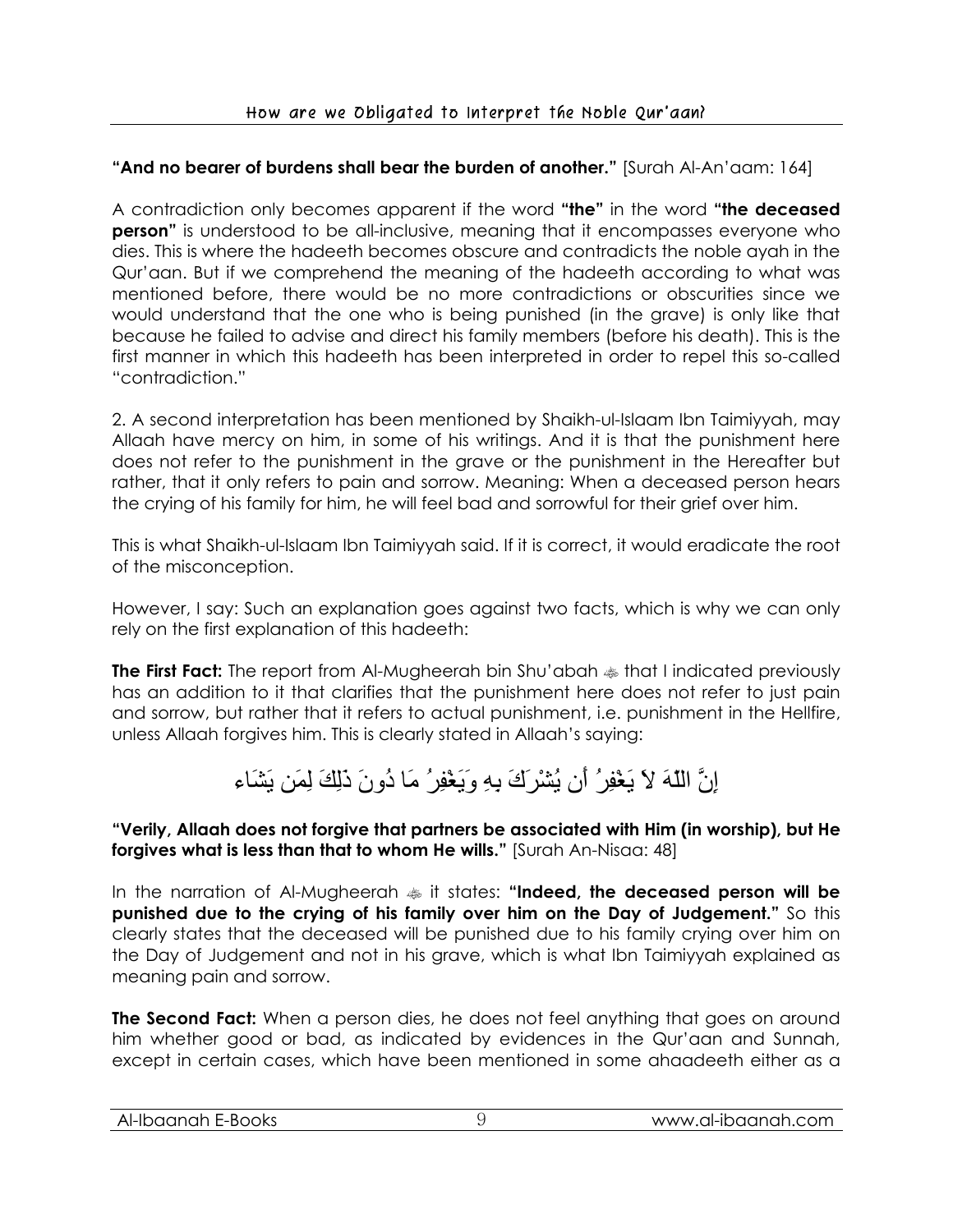**"And no bearer of burdens shall bear the burden of another."** [Surah Al-An'aam: 164]

A contradiction only becomes apparent if the word **"the"** in the word **"the deceased person"** is understood to be all-inclusive, meaning that it encompasses everyone who dies. This is where the hadeeth becomes obscure and contradicts the noble ayah in the Qur'aan. But if we comprehend the meaning of the hadeeth according to what was mentioned before, there would be no more contradictions or obscurities since we would understand that the one who is being punished (in the grave) is only like that because he failed to advise and direct his family members (before his death). This is the first manner in which this hadeeth has been interpreted in order to repel this so-called "contradiction."

2. A second interpretation has been mentioned by Shaikh-ul-Islaam Ibn Taimiyyah, may Allaah have mercy on him, in some of his writings. And it is that the punishment here does not refer to the punishment in the grave or the punishment in the Hereafter but rather, that it only refers to pain and sorrow. Meaning: When a deceased person hears the crying of his family for him, he will feel bad and sorrowful for their grief over him.

This is what Shaikh-ul-Islaam Ibn Taimiyyah said. If it is correct, it would eradicate the root of the misconception.

However, I say: Such an explanation goes against two facts, which is why we can only rely on the first explanation of this hadeeth:

**The First Fact:** The report from Al-Mugheerah bin Shu'abah ﷺ that I indicated previously has an addition to it that clarifies that the punishment here does not refer to just pain and sorrow, but rather that it refers to actual punishment, i.e. punishment in the Hellfire, unless Allaah forgives him. This is clearly stated in Allaah's saying:

إِنَّ اللّهَ لاَ يَغْفِرُ أَن يُشْرَكَ بِهِ وَيَغْفِرُ مَا دُونَ ذَلِكَ لِمَن يَشَاء

**"Verily, Allaah does not forgive that partners be associated with Him (in worship), but He forgives what is less than that to whom He wills."** [Surah An-Nisaa: 48]

In the narration of Al-Mugheerah ﷺ it states: **"Indeed, the deceased person will be punished due to the crying of his family over him on the Day of Judgement."** So this clearly states that the deceased will be punished due to his family crying over him on the Day of Judgement and not in his grave, which is what Ibn Taimiyyah explained as meaning pain and sorrow.

**The Second Fact:** When a person dies, he does not feel anything that goes on around him whether good or bad, as indicated by evidences in the Qur'aan and Sunnah, except in certain cases, which have been mentioned in some ahaadeeth either as a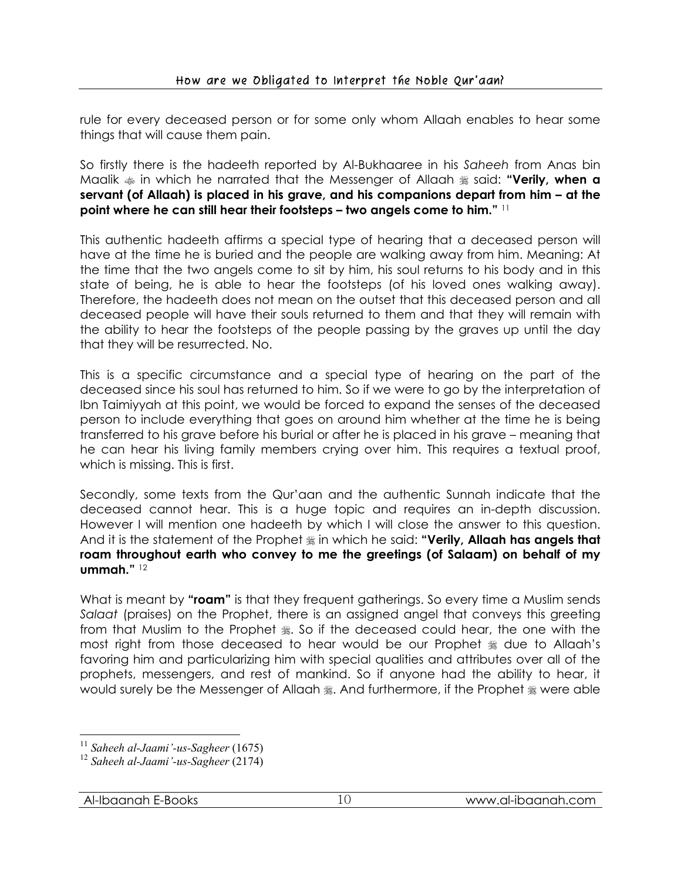rule for every deceased person or for some only whom Allaah enables to hear some things that will cause them pain.

So firstly there is the hadeeth reported by Al-Bukhaaree in his *Saheeh* from Anas bin Maalik ﷺ in which he narrated that the Messenger of Allaah ﷺ said: **"Verily, when a servant (of Allaah) is placed in his grave, and his companions depart from him – at the point where he can still hear their footsteps – two angels come to him."** [11]

This authentic hadeeth affirms a special type of hearing that a deceased person will have at the time he is buried and the people are walking away from him. Meaning: At the time that the two angels come to sit by him, his soul returns to his body and in this state of being, he is able to hear the footsteps (of his loved ones walking away). Therefore, the hadeeth does not mean on the outset that this deceased person and all deceased people will have their souls returned to them and that they will remain with the ability to hear the footsteps of the people passing by the graves up until the day that they will be resurrected. No.

This is a specific circumstance and a special type of hearing on the part of the deceased since his soul has returned to him. So if we were to go by the interpretation of Ibn Taimiyyah at this point, we would be forced to expand the senses of the deceased person to include everything that goes on around him whether at the time he is being transferred to his grave before his burial or after he is placed in his grave – meaning that he can hear his living family members crying over him. This requires a textual proof, which is missing. This is first.

Secondly, some texts from the Qur'aan and the authentic Sunnah indicate that the deceased cannot hear. This is a huge topic and requires an in-depth discussion. However I will mention one hadeeth by which I will close the answer to this question. And it is the statement of the Prophet ﷺ in which he said: **"Verily, Allaah has angels that roam throughout earth who convey to me the greetings (of Salaam) on behalf of my ummah."** [12]

What is meant by **"roam"** is that they frequent gatherings. So every time a Muslim sends *Salaat* (praises) on the Prophet, there is an assigned angel that conveys this greeting from that Muslim to the Prophet ﷺ. So if the deceased could hear, the one with the most right from those deceased to hear would be our Prophet ﷺ due to Allaah's favoring him and particularizing him with special qualities and attributes over all of the prophets, messengers, and rest of mankind. So if anyone had the ability to hear, it would surely be the Messenger of Allaah ﷺ. And furthermore, if the Prophet ﷺ were able

---

[11] *Saheeh al-Jaami'-us-Sagheer* (1675)

[12] *Saheeh al-Jaami'-us-Sagheer* (2174)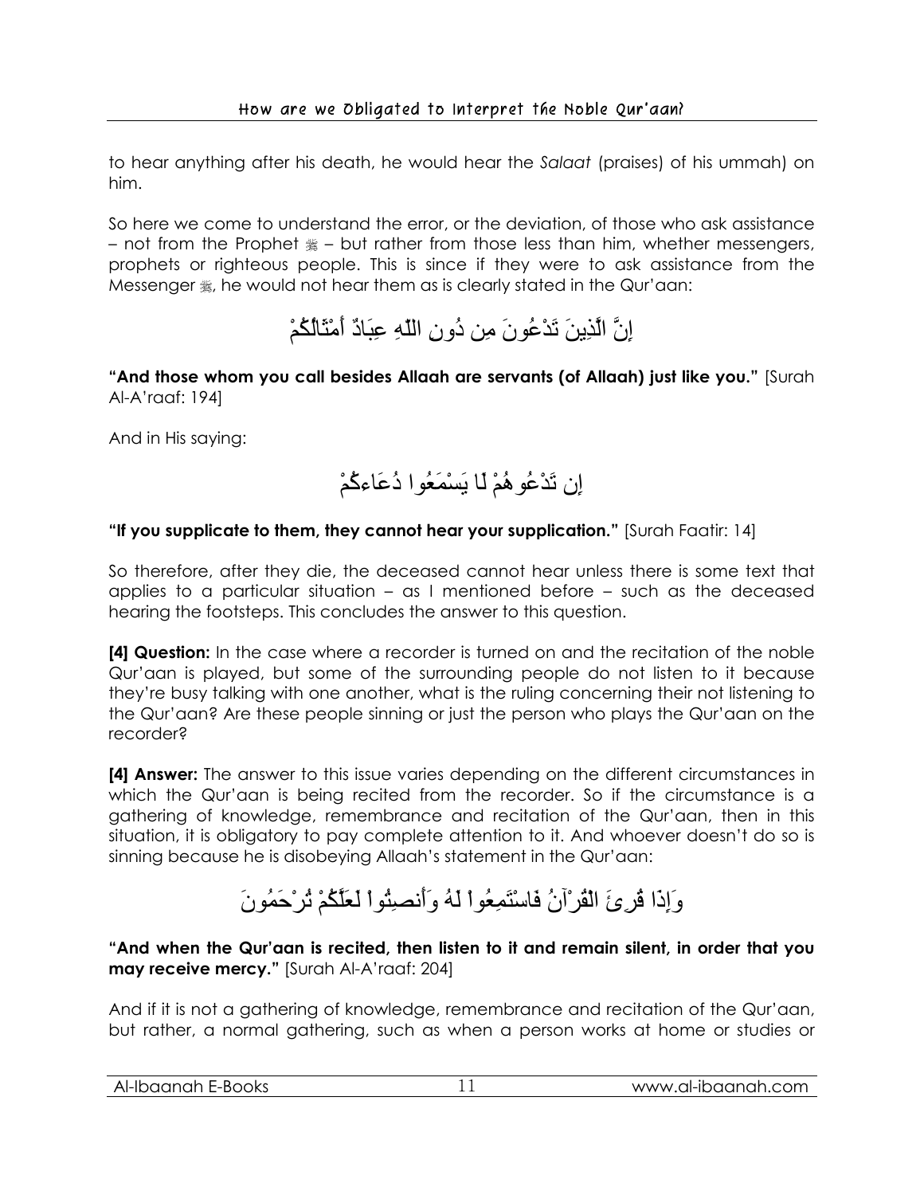to hear anything after his death, he would hear the *Salaat* (praises) of his ummah) on him.

So here we come to understand the error, or the deviation, of those who ask assistance – not from the Prophet ﷺ – but rather from those less than him, whether messengers, prophets or righteous people. This is since if they were to ask assistance from the Messenger ﷺ, he would not hear them as is clearly stated in the Qur'aan:

إِنَّ الَّذِينَ تَدْعُونَ مِن دُونِ اللّهِ عِبَادٌ أَمْثَالُكُمْ

**"And those whom you call besides Allaah are servants (of Allaah) just like you."** [Surah Al-A'raaf: 194]

And in His saying:

إِن تَدْعُوهُمْ لَا يَسْمَعُوا دُعَاءكُمْ

**"If you supplicate to them, they cannot hear your supplication."** [Surah Faatir: 14]

So therefore, after they die, the deceased cannot hear unless there is some text that applies to a particular situation – as I mentioned before – such as the deceased hearing the footsteps. This concludes the answer to this question.

**[4] Question:** In the case where a recorder is turned on and the recitation of the noble Qur'aan is played, but some of the surrounding people do not listen to it because they're busy talking with one another, what is the ruling concerning their not listening to the Qur'aan? Are these people sinning or just the person who plays the Qur'aan on the recorder?

**[4] Answer:** The answer to this issue varies depending on the different circumstances in which the Qur'aan is being recited from the recorder. So if the circumstance is a gathering of knowledge, remembrance and recitation of the Qur'aan, then in this situation, it is obligatory to pay complete attention to it. And whoever doesn't do so is sinning because he is disobeying Allaah's statement in the Qur'aan:

وَإِذَا قُرِئَ الْقُرْآنُ فَاسْتَمِعُواْ لَهُ وَأَنصِتُواْ لَعَلَّكُمْ تُرْحَمُونَ

**"And when the Qur'aan is recited, then listen to it and remain silent, in order that you may receive mercy."** [Surah Al-A'raaf: 204]

And if it is not a gathering of knowledge, remembrance and recitation of the Qur'aan, but rather, a normal gathering, such as when a person works at home or studies or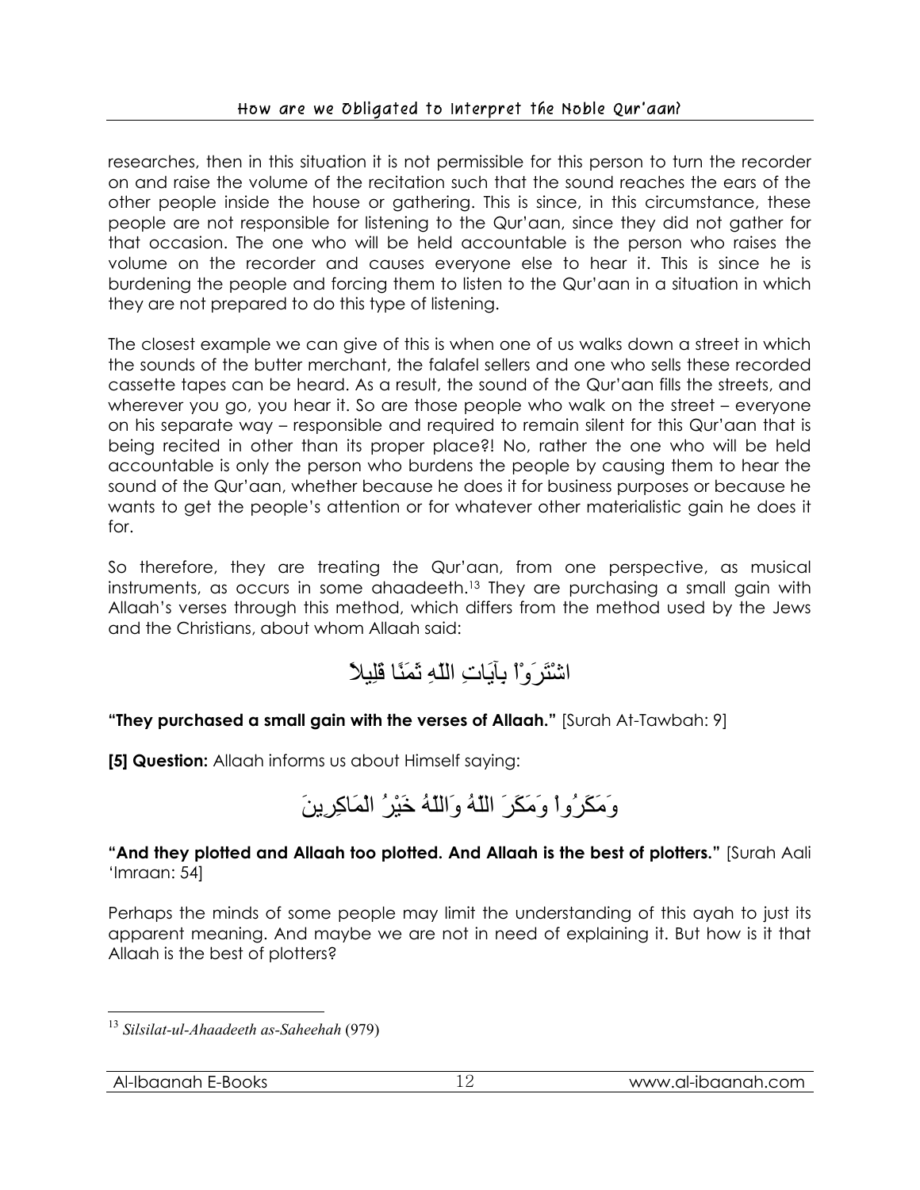researches, then in this situation it is not permissible for this person to turn the recorder on and raise the volume of the recitation such that the sound reaches the ears of the other people inside the house or gathering. This is since, in this circumstance, these people are not responsible for listening to the Qur'aan, since they did not gather for that occasion. The one who will be held accountable is the person who raises the volume on the recorder and causes everyone else to hear it. This is since he is burdening the people and forcing them to listen to the Qur'aan in a situation in which they are not prepared to do this type of listening.

The closest example we can give of this is when one of us walks down a street in which the sounds of the butter merchant, the falafel sellers and one who sells these recorded cassette tapes can be heard. As a result, the sound of the Qur'aan fills the streets, and wherever you go, you hear it. So are those people who walk on the street – everyone on his separate way – responsible and required to remain silent for this Qur'aan that is being recited in other than its proper place?! No, rather the one who will be held accountable is only the person who burdens the people by causing them to hear the sound of the Qur'aan, whether because he does it for business purposes or because he wants to get the people's attention or for whatever other materialistic gain he does it for.

So therefore, they are treating the Qur'aan, from one perspective, as musical instruments, as occurs in some ahaadeeth.[13] They are purchasing a small gain with Allaah's verses through this method, which differs from the method used by the Jews and the Christians, about whom Allaah said:

اشْتَرَوْاْ بِآيَاتِ اللّهِ ثَمَنًا قَلِيلاً

**"They purchased a small gain with the verses of Allaah."** [Surah At-Tawbah: 9]

**[5] Question:** Allaah informs us about Himself saying:

وَمَكَرُواْ وَمَكَرَ اللّهُ وَاللّهُ خَيْرُ الْمَاكِرِينَ

**"And they plotted and Allaah too plotted. And Allaah is the best of plotters."** [Surah Aali 'Imraan: 54]

Perhaps the minds of some people may limit the understanding of this ayah to just its apparent meaning. And maybe we are not in need of explaining it. But how is it that Allaah is the best of plotters?

---

[13] *Silsilat-ul-Ahaadeeth as-Saheehah* (979)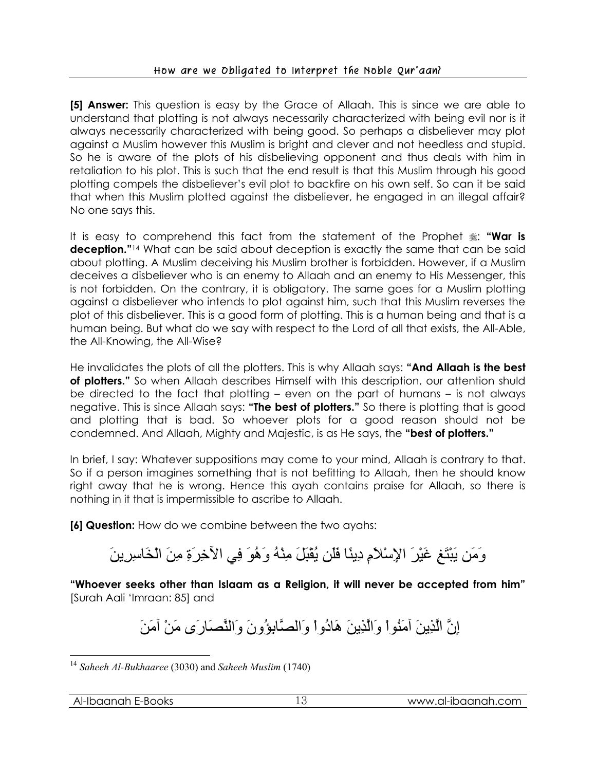**[5] Answer:** This question is easy by the Grace of Allaah. This is since we are able to understand that plotting is not always necessarily characterized with being evil nor is it always necessarily characterized with being good. So perhaps a disbeliever may plot against a Muslim however this Muslim is bright and clever and not heedless and stupid. So he is aware of the plots of his disbelieving opponent and thus deals with him in retaliation to his plot. This is such that the end result is that this Muslim through his good plotting compels the disbeliever's evil plot to backfire on his own self. So can it be said that when this Muslim plotted against the disbeliever, he engaged in an illegal affair? No one says this.

It is easy to comprehend this fact from the statement of the Prophet ﷺ: **"War is deception."**[14] What can be said about deception is exactly the same that can be said about plotting. A Muslim deceiving his Muslim brother is forbidden. However, if a Muslim deceives a disbeliever who is an enemy to Allaah and an enemy to His Messenger, this is not forbidden. On the contrary, it is obligatory. The same goes for a Muslim plotting against a disbeliever who intends to plot against him, such that this Muslim reverses the plot of this disbeliever. This is a good form of plotting. This is a human being and that is a human being. But what do we say with respect to the Lord of all that exists, the All-Able, the All-Knowing, the All-Wise?

He invalidates the plots of all the plotters. This is why Allaah says: **"And Allaah is the best of plotters."** So when Allaah describes Himself with this description, our attention shuld be directed to the fact that plotting – even on the part of humans – is not always negative. This is since Allaah says: **"The best of plotters."** So there is plotting that is good and plotting that is bad. So whoever plots for a good reason should not be condemned. And Allaah, Mighty and Majestic, is as He says, the **"best of plotters."**

In brief, I say: Whatever suppositions may come to your mind, Allaah is contrary to that. So if a person imagines something that is not befitting to Allaah, then he should know right away that he is wrong. Hence this ayah contains praise for Allaah, so there is nothing in it that is impermissible to ascribe to Allaah.

**[6] Question:** How do we combine between the two ayahs:

وَمَن يَبْتَغِ غَيْرَ الإِسْلاَمِ دِينًا فَلَن يُقْبَلَ مِنْهُ وَهُوَ فِي الآخِرَةِ مِنَ الْخَاسِرِينَ

**"Whoever seeks other than Islaam as a Religion, it will never be accepted from him"** [Surah Aali 'Imraan: 85] and

إِنَّ الَّذِينَ آمَنُواْ وَالَّذِينَ هَادُواْ وَالصَّابِؤُونَ وَالنَّصَارَى مَنْ آمَنَ

---

[14] *Saheeh Al-Bukhaaree* (3030) and *Saheeh Muslim* (1740)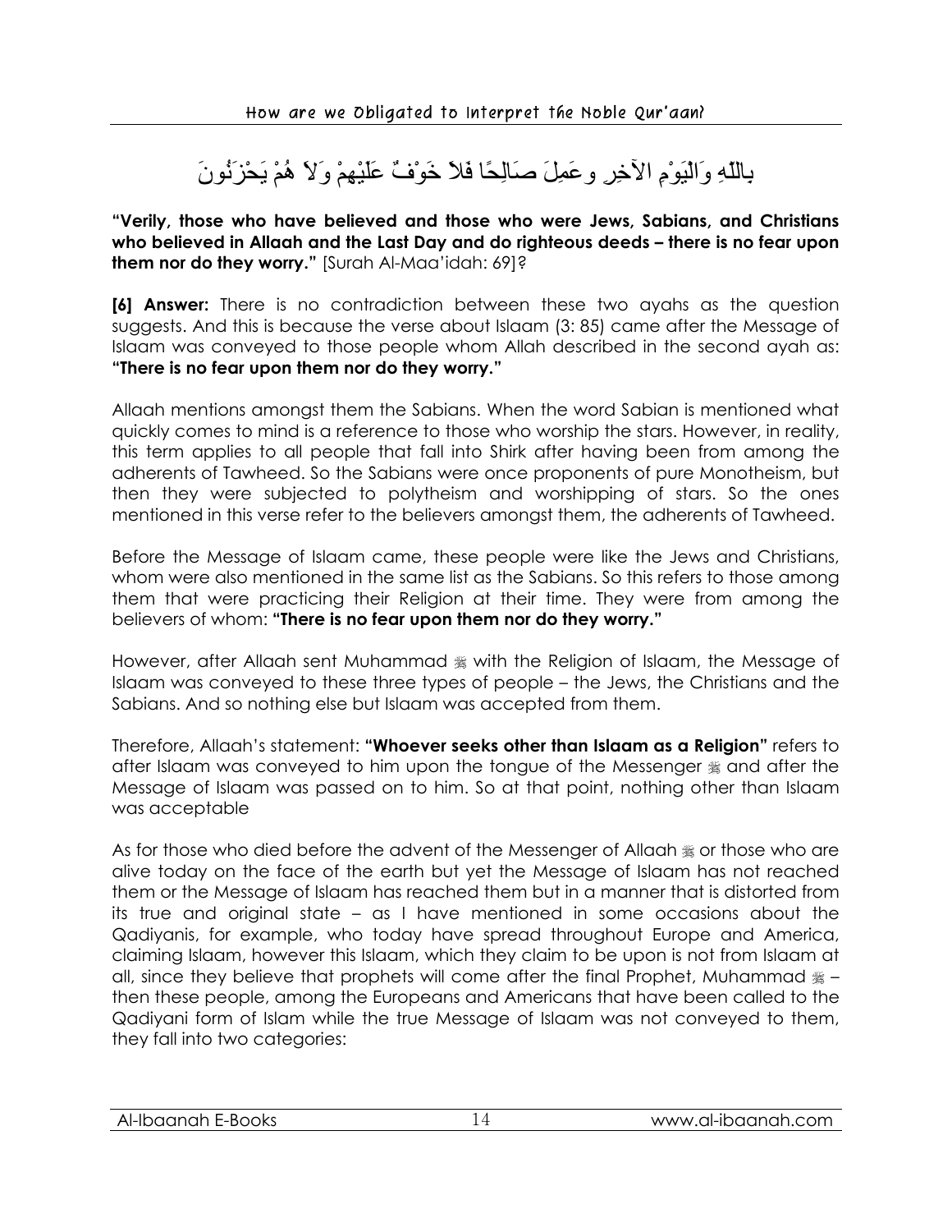بِاللّهِ وَالْيَوْمِ الآخِرِ وعَمِلَ صَالِحًا فَلاَ خَوْفٌ عَلَيْهِمْ وَلاَ هُمْ يَحْزَنُونَ

**"Verily, those who have believed and those who were Jews, Sabians, and Christians who believed in Allaah and the Last Day and do righteous deeds – there is no fear upon them nor do they worry."** [Surah Al-Maa'idah: 69]?

**[6] Answer:** There is no contradiction between these two ayahs as the question suggests. And this is because the verse about Islaam (3: 85) came after the Message of Islaam was conveyed to those people whom Allah described in the second ayah as: **"There is no fear upon them nor do they worry."**

Allaah mentions amongst them the Sabians. When the word Sabian is mentioned what quickly comes to mind is a reference to those who worship the stars. However, in reality, this term applies to all people that fall into Shirk after having been from among the adherents of Tawheed. So the Sabians were once proponents of pure Monotheism, but then they were subjected to polytheism and worshipping of stars. So the ones mentioned in this verse refer to the believers amongst them, the adherents of Tawheed.

Before the Message of Islaam came, these people were like the Jews and Christians, whom were also mentioned in the same list as the Sabians. So this refers to those among them that were practicing their Religion at their time. They were from among the believers of whom: **"There is no fear upon them nor do they worry."**

However, after Allaah sent Muhammad ﷺ with the Religion of Islaam, the Message of Islaam was conveyed to these three types of people – the Jews, the Christians and the Sabians. And so nothing else but Islaam was accepted from them.

Therefore, Allaah's statement: **"Whoever seeks other than Islaam as a Religion"** refers to after Islaam was conveyed to him upon the tongue of the Messenger ﷺ and after the Message of Islaam was passed on to him. So at that point, nothing other than Islaam was acceptable

As for those who died before the advent of the Messenger of Allaah ﷺ or those who are alive today on the face of the earth but yet the Message of Islaam has not reached them or the Message of Islaam has reached them but in a manner that is distorted from its true and original state – as I have mentioned in some occasions about the Qadiyanis, for example, who today have spread throughout Europe and America, claiming Islaam, however this Islaam, which they claim to be upon is not from Islaam at all, since they believe that prophets will come after the final Prophet, Muhammad ﷺ – then these people, among the Europeans and Americans that have been called to the Qadiyani form of Islam while the true Message of Islaam was not conveyed to them, they fall into two categories: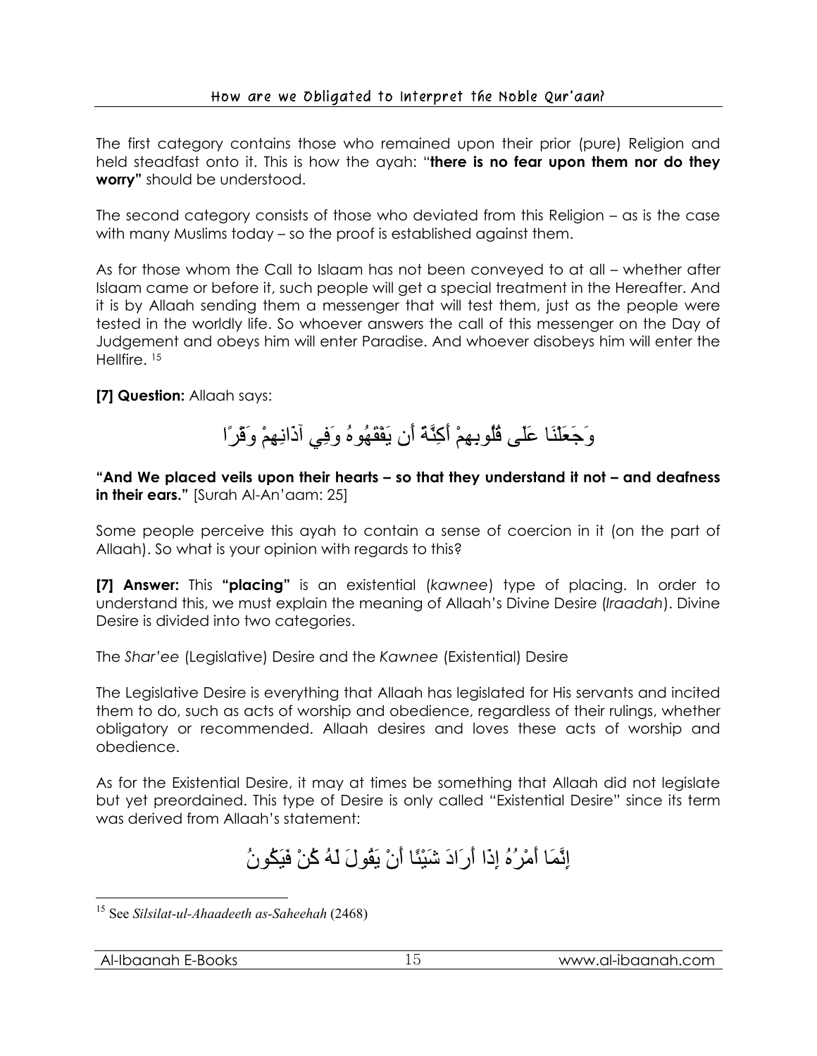The first category contains those who remained upon their prior (pure) Religion and held steadfast onto it. This is how the ayah: "**there is no fear upon them nor do they worry"** should be understood.

The second category consists of those who deviated from this Religion – as is the case with many Muslims today – so the proof is established against them.

As for those whom the Call to Islaam has not been conveyed to at all – whether after Islaam came or before it, such people will get a special treatment in the Hereafter. And it is by Allaah sending them a messenger that will test them, just as the people were tested in the worldly life. So whoever answers the call of this messenger on the Day of Judgement and obeys him will enter Paradise. And whoever disobeys him will enter the Hellfire. [15]

**[7] Question:** Allaah says:

وَجَعَلْنَا عَلَى قُلُوبِهِمْ أَكِنَّةً أَن يَفْقَهُوهُ وَفِي آذَانِهِمْ وَقْرًا

**"And We placed veils upon their hearts – so that they understand it not – and deafness in their ears."** [Surah Al-An'aam: 25]

Some people perceive this ayah to contain a sense of coercion in it (on the part of Allaah). So what is your opinion with regards to this?

**[7] Answer:** This **"placing"** is an existential (*kawnee*) type of placing. In order to understand this, we must explain the meaning of Allaah's Divine Desire (*Iraadah*). Divine Desire is divided into two categories.

The *Shar'ee* (Legislative) Desire and the *Kawnee* (Existential) Desire

The Legislative Desire is everything that Allaah has legislated for His servants and incited them to do, such as acts of worship and obedience, regardless of their rulings, whether obligatory or recommended. Allaah desires and loves these acts of worship and obedience.

As for the Existential Desire, it may at times be something that Allaah did not legislate but yet preordained. This type of Desire is only called "Existential Desire" since its term was derived from Allaah's statement:

إِنَّمَا أَمْرُهُ إِذَا أَرَادَ شَيْئًا أَنْ يَقُولَ لَهُ كُنْ فَيَكُونُ

---

[15] See *Silsilat-ul-Ahaadeeth as-Saheehah* (2468)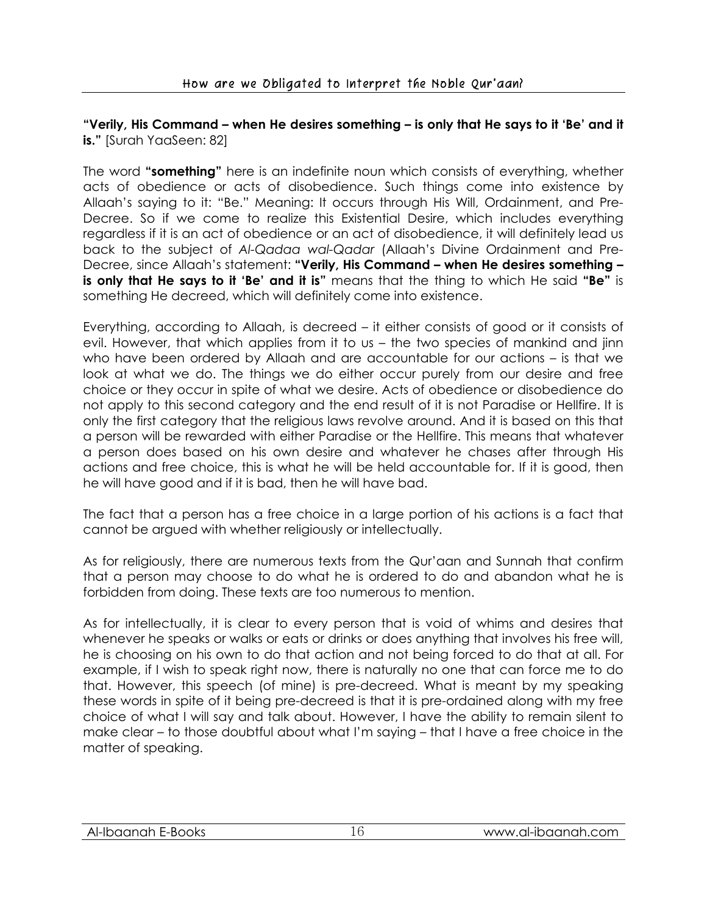**"Verily, His Command – when He desires something – is only that He says to it 'Be' and it is."** [Surah YaaSeen: 82]

The word **"something"** here is an indefinite noun which consists of everything, whether acts of obedience or acts of disobedience. Such things come into existence by Allaah's saying to it: "Be." Meaning: It occurs through His Will, Ordainment, and Pre-Decree. So if we come to realize this Existential Desire, which includes everything regardless if it is an act of obedience or an act of disobedience, it will definitely lead us back to the subject of *Al-Qadaa wal-Qadar* (Allaah's Divine Ordainment and Pre-Decree, since Allaah's statement: **"Verily, His Command – when He desires something – is only that He says to it 'Be' and it is"** means that the thing to which He said **"Be"** is something He decreed, which will definitely come into existence.

Everything, according to Allaah, is decreed – it either consists of good or it consists of evil. However, that which applies from it to us – the two species of mankind and jinn who have been ordered by Allaah and are accountable for our actions – is that we look at what we do. The things we do either occur purely from our desire and free choice or they occur in spite of what we desire. Acts of obedience or disobedience do not apply to this second category and the end result of it is not Paradise or Hellfire. It is only the first category that the religious laws revolve around. And it is based on this that a person will be rewarded with either Paradise or the Hellfire. This means that whatever a person does based on his own desire and whatever he chases after through His actions and free choice, this is what he will be held accountable for. If it is good, then he will have good and if it is bad, then he will have bad.

The fact that a person has a free choice in a large portion of his actions is a fact that cannot be argued with whether religiously or intellectually.

As for religiously, there are numerous texts from the Qur'aan and Sunnah that confirm that a person may choose to do what he is ordered to do and abandon what he is forbidden from doing. These texts are too numerous to mention.

As for intellectually, it is clear to every person that is void of whims and desires that whenever he speaks or walks or eats or drinks or does anything that involves his free will, he is choosing on his own to do that action and not being forced to do that at all. For example, if I wish to speak right now, there is naturally no one that can force me to do that. However, this speech (of mine) is pre-decreed. What is meant by my speaking these words in spite of it being pre-decreed is that it is pre-ordained along with my free choice of what I will say and talk about. However, I have the ability to remain silent to make clear – to those doubtful about what I'm saying – that I have a free choice in the matter of speaking.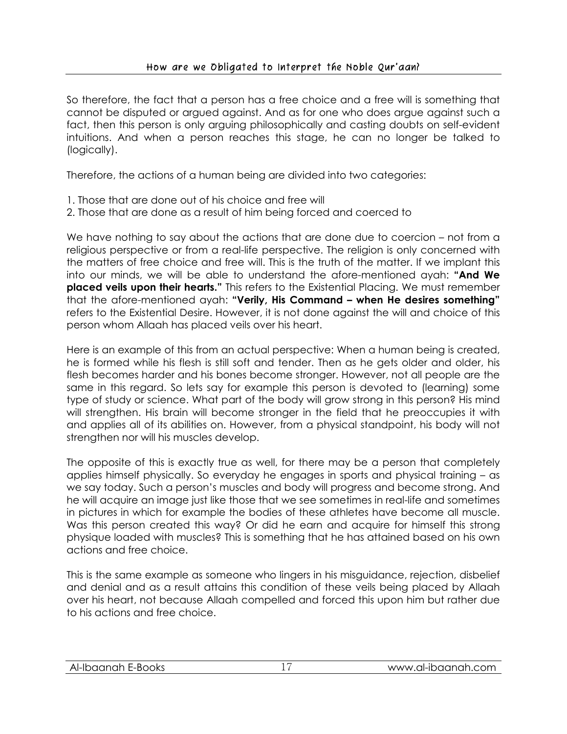So therefore, the fact that a person has a free choice and a free will is something that cannot be disputed or argued against. And as for one who does argue against such a fact, then this person is only arguing philosophically and casting doubts on self-evident intuitions. And when a person reaches this stage, he can no longer be talked to (logically).

Therefore, the actions of a human being are divided into two categories:

1. Those that are done out of his choice and free will
2. Those that are done as a result of him being forced and coerced to

We have nothing to say about the actions that are done due to coercion – not from a religious perspective or from a real-life perspective. The religion is only concerned with the matters of free choice and free will. This is the truth of the matter. If we implant this into our minds, we will be able to understand the afore-mentioned ayah: **"And We placed veils upon their hearts."** This refers to the Existential Placing. We must remember that the afore-mentioned ayah: **"Verily, His Command – when He desires something"** refers to the Existential Desire. However, it is not done against the will and choice of this person whom Allaah has placed veils over his heart.

Here is an example of this from an actual perspective: When a human being is created, he is formed while his flesh is still soft and tender. Then as he gets older and older, his flesh becomes harder and his bones become stronger. However, not all people are the same in this regard. So lets say for example this person is devoted to (learning) some type of study or science. What part of the body will grow strong in this person? His mind will strengthen. His brain will become stronger in the field that he preoccupies it with and applies all of its abilities on. However, from a physical standpoint, his body will not strengthen nor will his muscles develop.

The opposite of this is exactly true as well, for there may be a person that completely applies himself physically. So everyday he engages in sports and physical training – as we say today. Such a person's muscles and body will progress and become strong. And he will acquire an image just like those that we see sometimes in real-life and sometimes in pictures in which for example the bodies of these athletes have become all muscle. Was this person created this way? Or did he earn and acquire for himself this strong physique loaded with muscles? This is something that he has attained based on his own actions and free choice.

This is the same example as someone who lingers in his misguidance, rejection, disbelief and denial and as a result attains this condition of these veils being placed by Allaah over his heart, not because Allaah compelled and forced this upon him but rather due to his actions and free choice.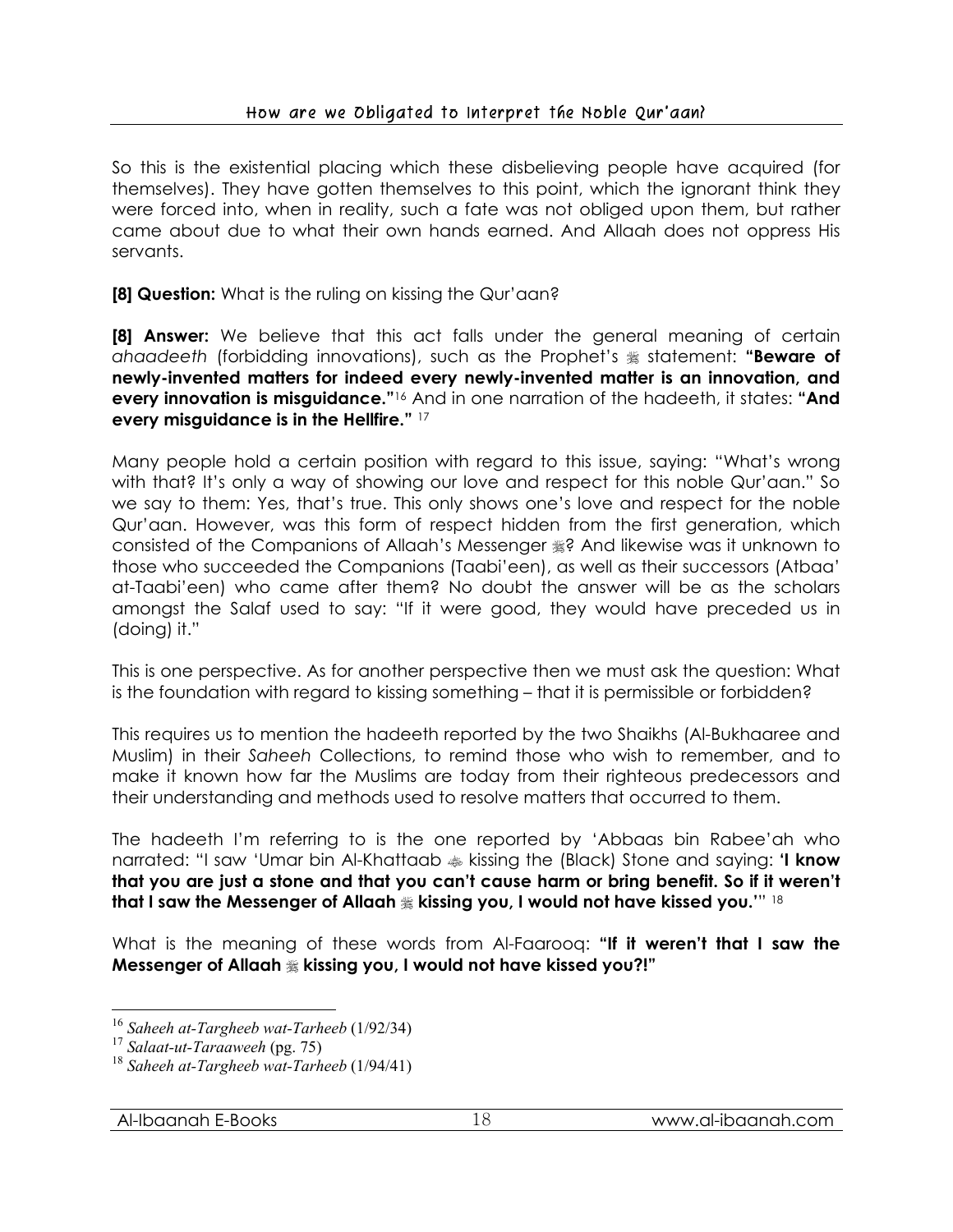So this is the existential placing which these disbelieving people have acquired (for themselves). They have gotten themselves to this point, which the ignorant think they were forced into, when in reality, such a fate was not obliged upon them, but rather came about due to what their own hands earned. And Allaah does not oppress His servants.

**[8] Question:** What is the ruling on kissing the Qur'aan?

**[8] Answer:** We believe that this act falls under the general meaning of certain *ahaadeeth* (forbidding innovations), such as the Prophet's ﷺ statement: **"Beware of newly-invented matters for indeed every newly-invented matter is an innovation, and every innovation is misguidance."**[16] And in one narration of the hadeeth, it states: **"And every misguidance is in the Hellfire."** [17]

Many people hold a certain position with regard to this issue, saying: "What's wrong with that? It's only a way of showing our love and respect for this noble Qur'aan." So we say to them: Yes, that's true. This only shows one's love and respect for the noble Qur'aan. However, was this form of respect hidden from the first generation, which consisted of the Companions of Allaah's Messenger ﷺ? And likewise was it unknown to those who succeeded the Companions (Taabi'een), as well as their successors (Atbaa' at-Taabi'een) who came after them? No doubt the answer will be as the scholars amongst the Salaf used to say: "If it were good, they would have preceded us in (doing) it."

This is one perspective. As for another perspective then we must ask the question: What is the foundation with regard to kissing something – that it is permissible or forbidden?

This requires us to mention the hadeeth reported by the two Shaikhs (Al-Bukhaaree and Muslim) in their *Saheeh* Collections, to remind those who wish to remember, and to make it known how far the Muslims are today from their righteous predecessors and their understanding and methods used to resolve matters that occurred to them.

The hadeeth I'm referring to is the one reported by 'Abbaas bin Rabee'ah who narrated: "I saw 'Umar bin Al-Khattaab ؓ kissing the (Black) Stone and saying: **'I know that you are just a stone and that you can't cause harm or bring benefit. So if it weren't that I saw the Messenger of Allaah ﷺ kissing you, I would not have kissed you.'**" [18]

What is the meaning of these words from Al-Faarooq: **"If it weren't that I saw the Messenger of Allaah ﷺ kissing you, I would not have kissed you?!"**

---

[16] *Saheeh at-Targheeb wat-Tarheeb* (1/92/34)

[17] *Salaat-ut-Taraaweeh* (pg. 75)

[18] *Saheeh at-Targheeb wat-Tarheeb* (1/94/41)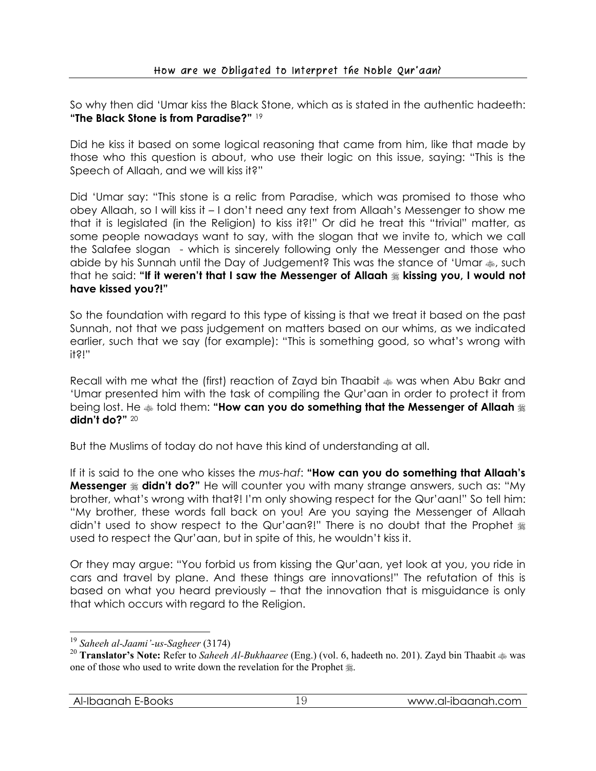So why then did 'Umar kiss the Black Stone, which as is stated in the authentic hadeeth: **"The Black Stone is from Paradise?"** [19]

Did he kiss it based on some logical reasoning that came from him, like that made by those who this question is about, who use their logic on this issue, saying: "This is the Speech of Allaah, and we will kiss it?"

Did 'Umar say: "This stone is a relic from Paradise, which was promised to those who obey Allaah, so I will kiss it – I don't need any text from Allaah's Messenger to show me that it is legislated (in the Religion) to kiss it?!" Or did he treat this "trivial" matter, as some people nowadays want to say, with the slogan that we invite to, which we call the Salafee slogan - which is sincerely following only the Messenger and those who abide by his Sunnah until the Day of Judgement? This was the stance of 'Umar ﷺ, such that he said: **"If it weren't that I saw the Messenger of Allaah ﷺ kissing you, I would not have kissed you?!"**

So the foundation with regard to this type of kissing is that we treat it based on the past Sunnah, not that we pass judgement on matters based on our whims, as we indicated earlier, such that we say (for example): "This is something good, so what's wrong with it?!"

Recall with me what the (first) reaction of Zayd bin Thaabit ﷺ was when Abu Bakr and 'Umar presented him with the task of compiling the Qur'aan in order to protect it from being lost. He ﷺ told them: **"How can you do something that the Messenger of Allaah ﷺ didn't do?"** [20]

But the Muslims of today do not have this kind of understanding at all.

If it is said to the one who kisses the *mus-haf*: **"How can you do something that Allaah's Messenger ﷺ didn't do?"** He will counter you with many strange answers, such as: "My brother, what's wrong with that?! I'm only showing respect for the Qur'aan!" So tell him: "My brother, these words fall back on you! Are you saying the Messenger of Allaah didn't used to show respect to the Qur'aan?!" There is no doubt that the Prophet ﷺ used to respect the Qur'aan, but in spite of this, he wouldn't kiss it.

Or they may argue: "You forbid us from kissing the Qur'aan, yet look at you, you ride in cars and travel by plane. And these things are innovations!" The refutation of this is based on what you heard previously – that the innovation that is misguidance is only that which occurs with regard to the Religion.

---

[19] *Saheeh al-Jaami'-us-Sagheer* (3174)

[20] **Translator's Note:** Refer to *Saheeh Al-Bukhaaree* (Eng.) (vol. 6, hadeeth no. 201). Zayd bin Thaabit ﷺ was one of those who used to write down the revelation for the Prophet ﷺ.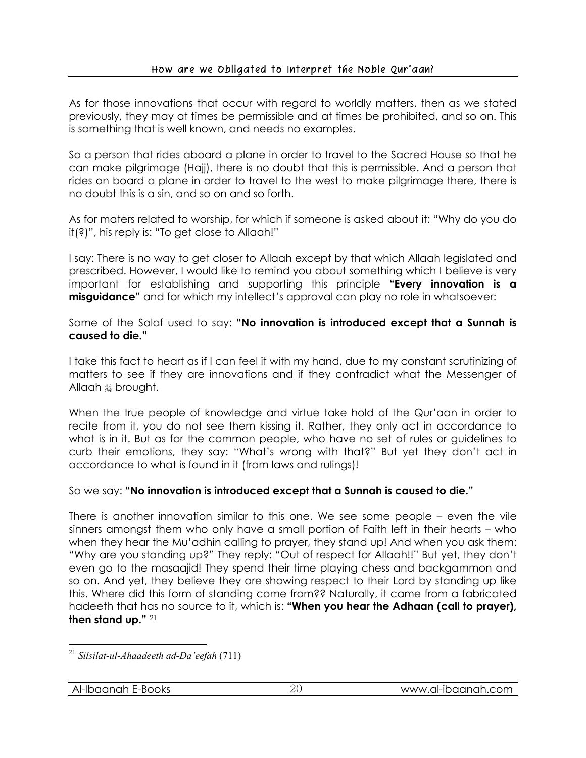As for those innovations that occur with regard to worldly matters, then as we stated previously, they may at times be permissible and at times be prohibited, and so on. This is something that is well known, and needs no examples.

So a person that rides aboard a plane in order to travel to the Sacred House so that he can make pilgrimage (Hajj), there is no doubt that this is permissible. And a person that rides on board a plane in order to travel to the west to make pilgrimage there, there is no doubt this is a sin, and so on and so forth.

As for maters related to worship, for which if someone is asked about it: "Why do you do it(?)", his reply is: "To get close to Allaah!"

I say: There is no way to get closer to Allaah except by that which Allaah legislated and prescribed. However, I would like to remind you about something which I believe is very important for establishing and supporting this principle **"Every innovation is a misguidance"** and for which my intellect's approval can play no role in whatsoever:

Some of the Salaf used to say: **"No innovation is introduced except that a Sunnah is caused to die."**

I take this fact to heart as if I can feel it with my hand, due to my constant scrutinizing of matters to see if they are innovations and if they contradict what the Messenger of Allaah ﷺ brought.

When the true people of knowledge and virtue take hold of the Qur'aan in order to recite from it, you do not see them kissing it. Rather, they only act in accordance to what is in it. But as for the common people, who have no set of rules or guidelines to curb their emotions, they say: "What's wrong with that?" But yet they don't act in accordance to what is found in it (from laws and rulings)!

So we say: **"No innovation is introduced except that a Sunnah is caused to die."**

There is another innovation similar to this one. We see some people – even the vile sinners amongst them who only have a small portion of Faith left in their hearts – who when they hear the Mu'adhin calling to prayer, they stand up! And when you ask them: "Why are you standing up?" They reply: "Out of respect for Allaah!!" But yet, they don't even go to the masaajid! They spend their time playing chess and backgammon and so on. And yet, they believe they are showing respect to their Lord by standing up like this. Where did this form of standing come from?? Naturally, it came from a fabricated hadeeth that has no source to it, which is: **"When you hear the Adhaan (call to prayer), then stand up."** [21]

---

[21] *Silsilat-ul-Ahaadeeth ad-Da'eefah* (711)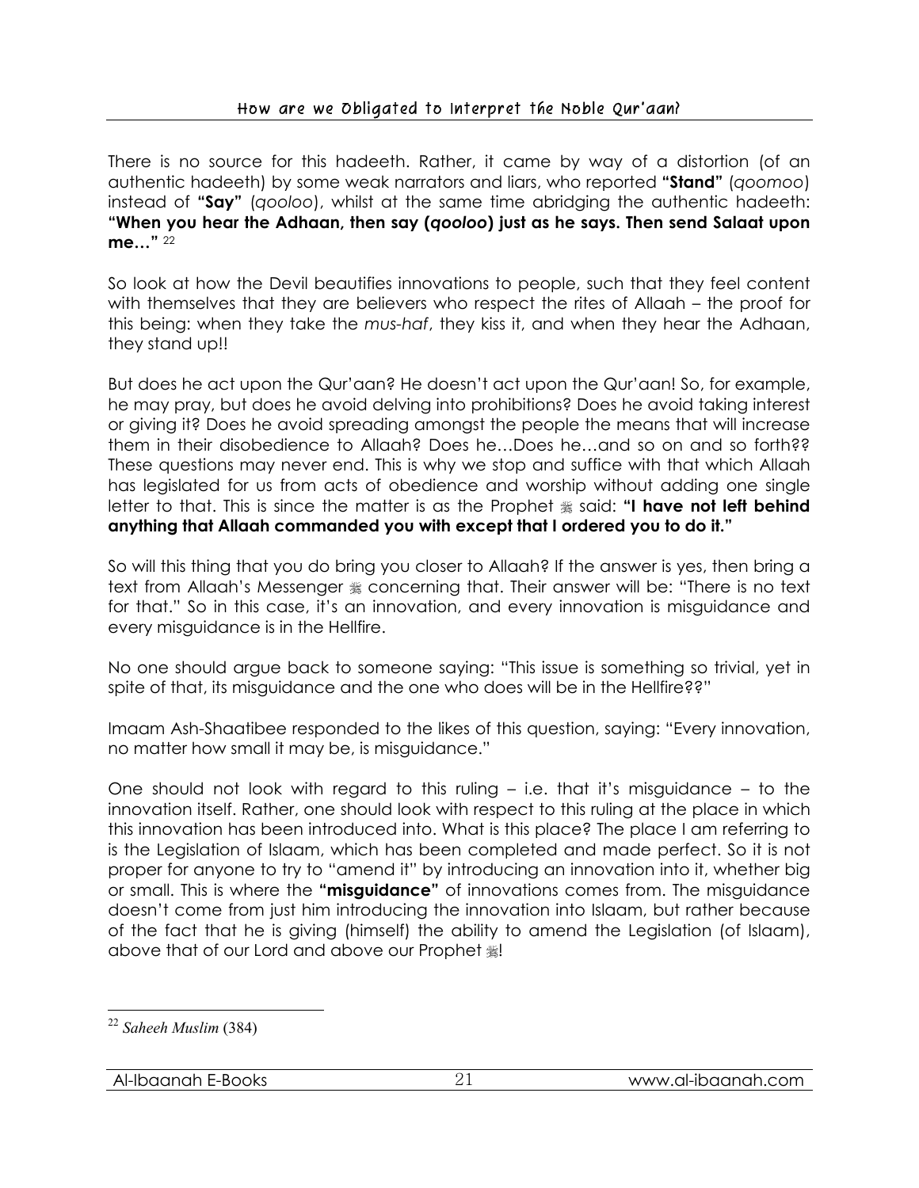There is no source for this hadeeth. Rather, it came by way of a distortion (of an authentic hadeeth) by some weak narrators and liars, who reported **"Stand"** (*qoomoo*) instead of **"Say"** (*qooloo*), whilst at the same time abridging the authentic hadeeth: **"When you hear the Adhaan, then say (*qooloo*) just as he says. Then send Salaat upon me…"** [22]

So look at how the Devil beautifies innovations to people, such that they feel content with themselves that they are believers who respect the rites of Allaah – the proof for this being: when they take the *mus-haf*, they kiss it, and when they hear the Adhaan, they stand up!!

But does he act upon the Qur'aan? He doesn't act upon the Qur'aan! So, for example, he may pray, but does he avoid delving into prohibitions? Does he avoid taking interest or giving it? Does he avoid spreading amongst the people the means that will increase them in their disobedience to Allaah? Does he…Does he…and so on and so forth?? These questions may never end. This is why we stop and suffice with that which Allaah has legislated for us from acts of obedience and worship without adding one single letter to that. This is since the matter is as the Prophet ﷺ said: **"I have not left behind anything that Allaah commanded you with except that I ordered you to do it."**

So will this thing that you do bring you closer to Allaah? If the answer is yes, then bring a text from Allaah's Messenger ﷺ concerning that. Their answer will be: "There is no text for that." So in this case, it's an innovation, and every innovation is misguidance and every misguidance is in the Hellfire.

No one should argue back to someone saying: "This issue is something so trivial, yet in spite of that, its misguidance and the one who does will be in the Hellfire??"

Imaam Ash-Shaatibee responded to the likes of this question, saying: "Every innovation, no matter how small it may be, is misguidance."

One should not look with regard to this ruling – i.e. that it's misguidance – to the innovation itself. Rather, one should look with respect to this ruling at the place in which this innovation has been introduced into. What is this place? The place I am referring to is the Legislation of Islaam, which has been completed and made perfect. So it is not proper for anyone to try to "amend it" by introducing an innovation into it, whether big or small. This is where the **"misguidance"** of innovations comes from. The misguidance doesn't come from just him introducing the innovation into Islaam, but rather because of the fact that he is giving (himself) the ability to amend the Legislation (of Islaam), above that of our Lord and above our Prophet ﷺ!

---

[22] *Saheeh Muslim* (384)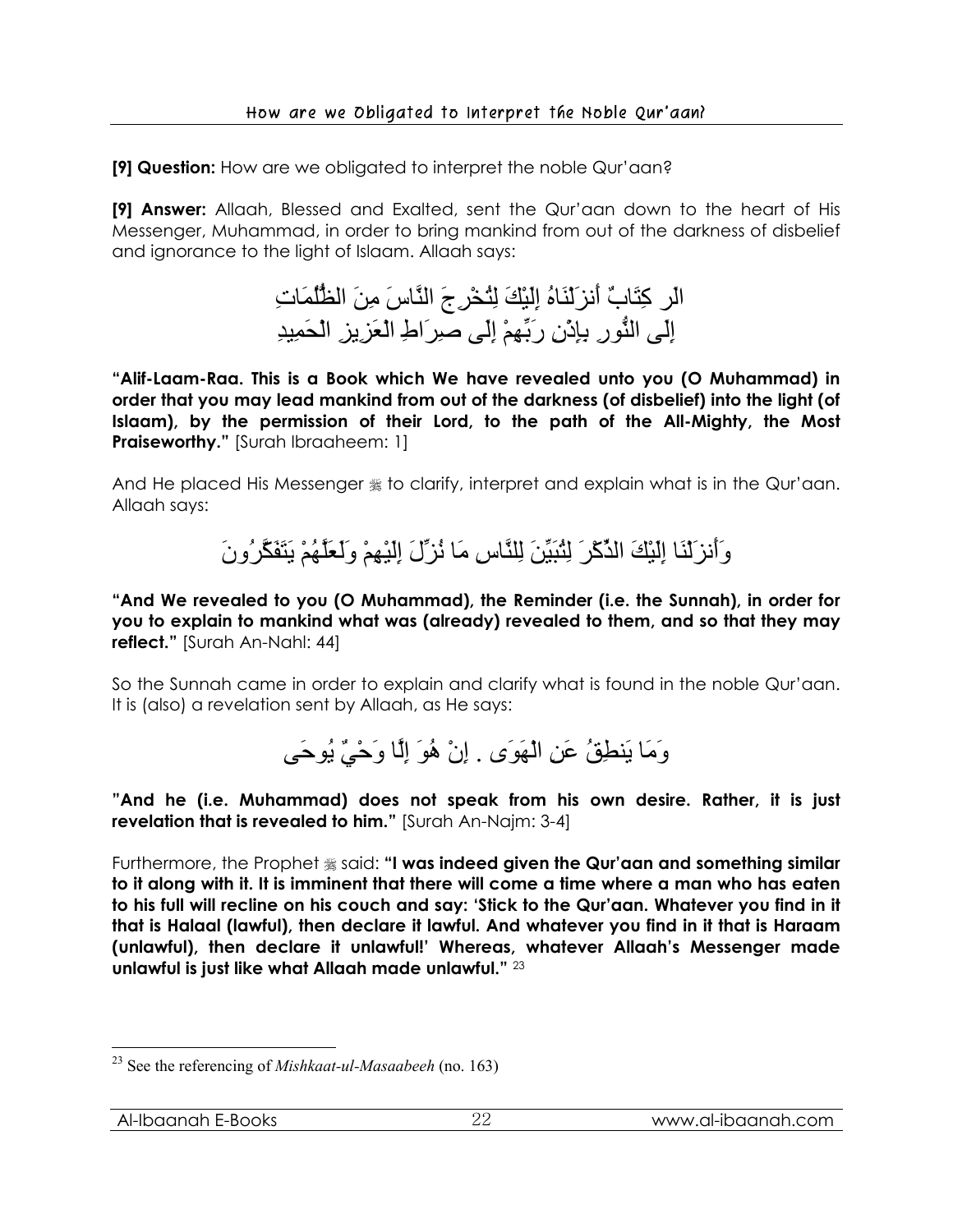**[9] Question:** How are we obligated to interpret the noble Qur'aan?

**[9] Answer:** Allaah, Blessed and Exalted, sent the Qur'aan down to the heart of His Messenger, Muhammad, in order to bring mankind from out of the darkness of disbelief and ignorance to the light of Islaam. Allaah says:

الر كِتَابٌ أَنزَلْنَاهُ إِلَيْكَ لِتُخْرِجَ النَّاسَ مِنَ الظُّلُمَاتِ
إِلَى النُّورِ بِإِذْنِ رَبِّهِمْ إِلَى صِرَاطِ الْعَزِيزِ الْحَمِيدِ

**"Alif-Laam-Raa. This is a Book which We have revealed unto you (O Muhammad) in order that you may lead mankind from out of the darkness (of disbelief) into the light (of Islaam), by the permission of their Lord, to the path of the All-Mighty, the Most Praiseworthy."** [Surah Ibraaheem: 1]

And He placed His Messenger ﷺ to clarify, interpret and explain what is in the Qur'aan. Allaah says:

وَأَنزَلْنَا إِلَيْكَ الذِّكْرَ لِتُبَيِّنَ لِلنَّاسِ مَا نُزِّلَ إِلَيْهِمْ وَلَعَلَّهُمْ يَتَفَكَّرُونَ

**"And We revealed to you (O Muhammad), the Reminder (i.e. the Sunnah), in order for you to explain to mankind what was (already) revealed to them, and so that they may reflect."** [Surah An-Nahl: 44]

So the Sunnah came in order to explain and clarify what is found in the noble Qur'aan. It is (also) a revelation sent by Allaah, as He says:

وَمَا يَنطِقُ عَنِ الْهَوَى . إِنْ هُوَ إِلَّا وَحْيٌ يُوحَى

**"And he (i.e. Muhammad) does not speak from his own desire. Rather, it is just revelation that is revealed to him."** [Surah An-Najm: 3-4]

Furthermore, the Prophet ﷺ said: **"I was indeed given the Qur'aan and something similar to it along with it. It is imminent that there will come a time where a man who has eaten to his full will recline on his couch and say: 'Stick to the Qur'aan. Whatever you find in it that is Halaal (lawful), then declare it lawful. And whatever you find in it that is Haraam (unlawful), then declare it unlawful!' Whereas, whatever Allaah's Messenger made unlawful is just like what Allaah made unlawful."** [23]

---

[23] See the referencing of *Mishkaat-ul-Masaabeeh* (no. 163)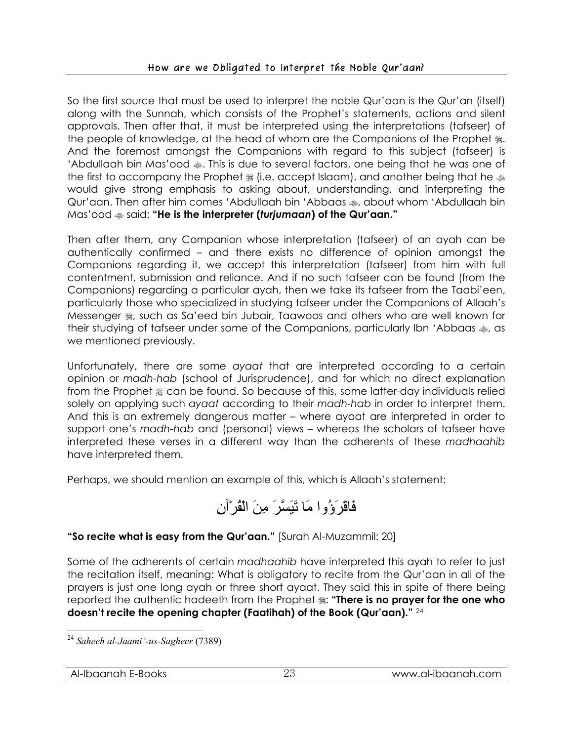So the first source that must be used to interpret the noble Qur'aan is the Qur'an (itself) along with the Sunnah, which consists of the Prophet's statements, actions and silent approvals. Then after that, it must be interpreted using the interpretations (tafseer) of the people of knowledge, at the head of whom are the Companions of the Prophet ﷺ. And the foremost amongst the Companions with regard to this subject (tafseer) is 'Abdullaah bin Mas'ood ؓ. This is due to several factors, one being that he was one of the first to accompany the Prophet ﷺ (i.e. accept Islaam), and another being that he ؓ would give strong emphasis to asking about, understanding, and interpreting the Qur'aan. Then after him comes 'Abdullaah bin 'Abbaas ؓ, about whom 'Abdullaah bin Mas'ood ؓ said: **"He is the interpreter (*turjumaan*) of the Qur'aan."**

Then after them, any Companion whose interpretation (tafseer) of an ayah can be authentically confirmed – and there exists no difference of opinion amongst the Companions regarding it, we accept this interpretation (tafseer) from him with full contentment, submission and reliance. And if no such tafseer can be found (from the Companions) regarding a particular ayah, then we take its tafseer from the Taabi'een, particularly those who specialized in studying tafseer under the Companions of Allaah's Messenger ﷺ, such as Sa'eed bin Jubair, Taawoos and others who are well known for their studying of tafseer under some of the Companions, particularly Ibn 'Abbaas ؓ, as we mentioned previously.

Unfortunately, there are some *ayaat* that are interpreted according to a certain opinion or *madh-hab* (school of Jurisprudence), and for which no direct explanation from the Prophet ﷺ can be found. So because of this, some latter-day individuals relied solely on applying such *ayaat* according to their *madh-hab* in order to interpret them. And this is an extremely dangerous matter – where ayaat are interpreted in order to support one's *madh-hab* and (personal) views – whereas the scholars of tafseer have interpreted these verses in a different way than the adherents of these *madhaahib* have interpreted them.

Perhaps, we should mention an example of this, which is Allaah's statement:

فَاقْرَؤُوا مَا تَيَسَّرَ مِنَ الْقُرْآنِ

**"So recite what is easy from the Qur'aan."** [Surah Al-Muzammil: 20]

Some of the adherents of certain *madhaahib* have interpreted this ayah to refer to just the recitation itself, meaning: What is obligatory to recite from the Qur'aan in all of the prayers is just one long ayah or three short ayaat. They said this in spite of there being reported the authentic hadeeth from the Prophet ﷺ: **"There is no prayer for the one who doesn't recite the opening chapter (Faatihah) of the Book (Qur'aan)."** [24]

---

[24] *Saheeh al-Jaami'-us-Sagheer* (7389)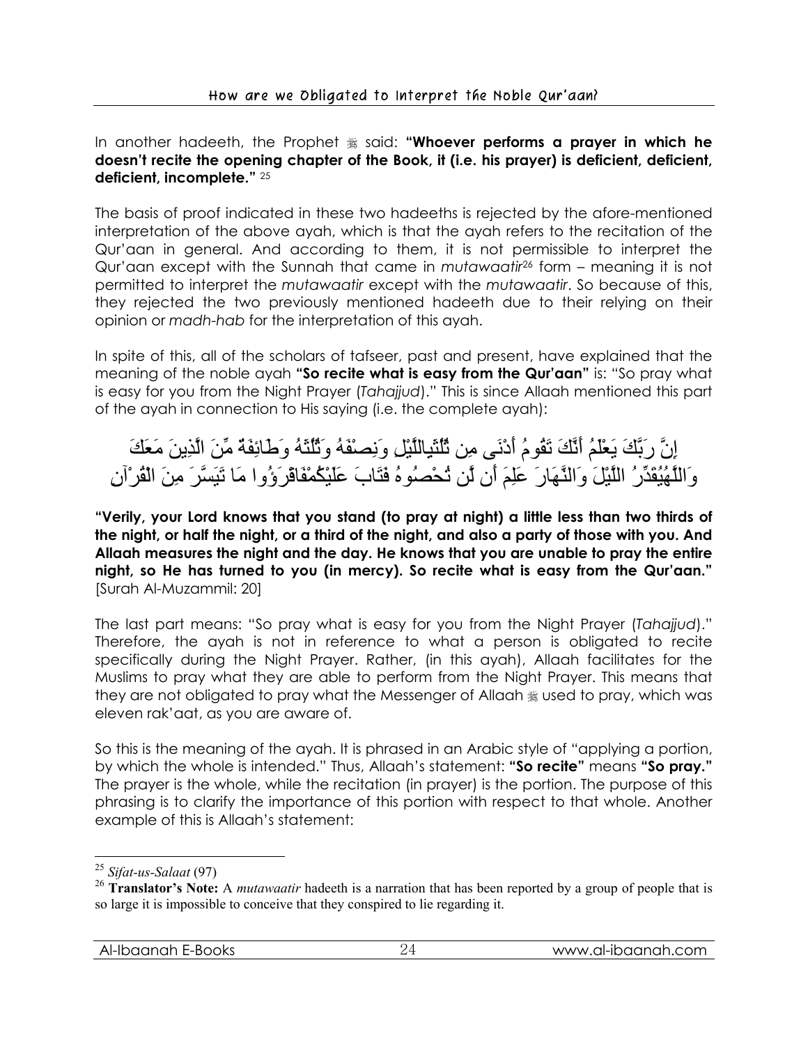In another hadeeth, the Prophet ﷺ said: **"Whoever performs a prayer in which he doesn't recite the opening chapter of the Book, it (i.e. his prayer) is deficient, deficient, deficient, incomplete."** [25]

The basis of proof indicated in these two hadeeths is rejected by the afore-mentioned interpretation of the above ayah, which is that the ayah refers to the recitation of the Qur'aan in general. And according to them, it is not permissible to interpret the Qur'aan except with the Sunnah that came in *mutawaatir*[26] form – meaning it is not permitted to interpret the *mutawaatir* except with the *mutawaatir*. So because of this, they rejected the two previously mentioned hadeeth due to their relying on their opinion or *madh-hab* for the interpretation of this ayah.

In spite of this, all of the scholars of tafseer, past and present, have explained that the meaning of the noble ayah **"So recite what is easy from the Qur'aan"** is: "So pray what is easy for you from the Night Prayer (*Tahajjud*)." This is since Allaah mentioned this part of the ayah in connection to His saying (i.e. the complete ayah):

إِنَّ رَبَّكَ يَعْلَمُ أَنَّكَ تَقُومُ أَدْنَى مِن ثُلُثَيِ اللَّيْلِ وَنِصْفَهُ وَثُلُثَهُ وَطَائِفَةٌ مِّنَ الَّذِينَ مَعَكَ وَاللَّهُ يُقَدِّرُ اللَّيْلَ وَالنَّهَارَ عَلِمَ أَن لَّن تُحْصُوهُ فَتَابَ عَلَيْكُمْ فَاقْرَؤُوا مَا تَيَسَّرَ مِنَ الْقُرْآنِ

**"Verily, your Lord knows that you stand (to pray at night) a little less than two thirds of the night, or half the night, or a third of the night, and also a party of those with you. And Allaah measures the night and the day. He knows that you are unable to pray the entire night, so He has turned to you (in mercy). So recite what is easy from the Qur'aan."** [Surah Al-Muzammil: 20]

The last part means: "So pray what is easy for you from the Night Prayer (*Tahajjud*)." Therefore, the ayah is not in reference to what a person is obligated to recite specifically during the Night Prayer. Rather, (in this ayah), Allaah facilitates for the Muslims to pray what they are able to perform from the Night Prayer. This means that they are not obligated to pray what the Messenger of Allaah ﷺ used to pray, which was eleven rak'aat, as you are aware of.

So this is the meaning of the ayah. It is phrased in an Arabic style of "applying a portion, by which the whole is intended." Thus, Allaah's statement: **"So recite"** means **"So pray."** The prayer is the whole, while the recitation (in prayer) is the portion. The purpose of this phrasing is to clarify the importance of this portion with respect to that whole. Another example of this is Allaah's statement:

---

[25] *Sifat-us-Salaat* (97)

[26] **Translator's Note:** A *mutawaatir* hadeeth is a narration that has been reported by a group of people that is so large it is impossible to conceive that they conspired to lie regarding it.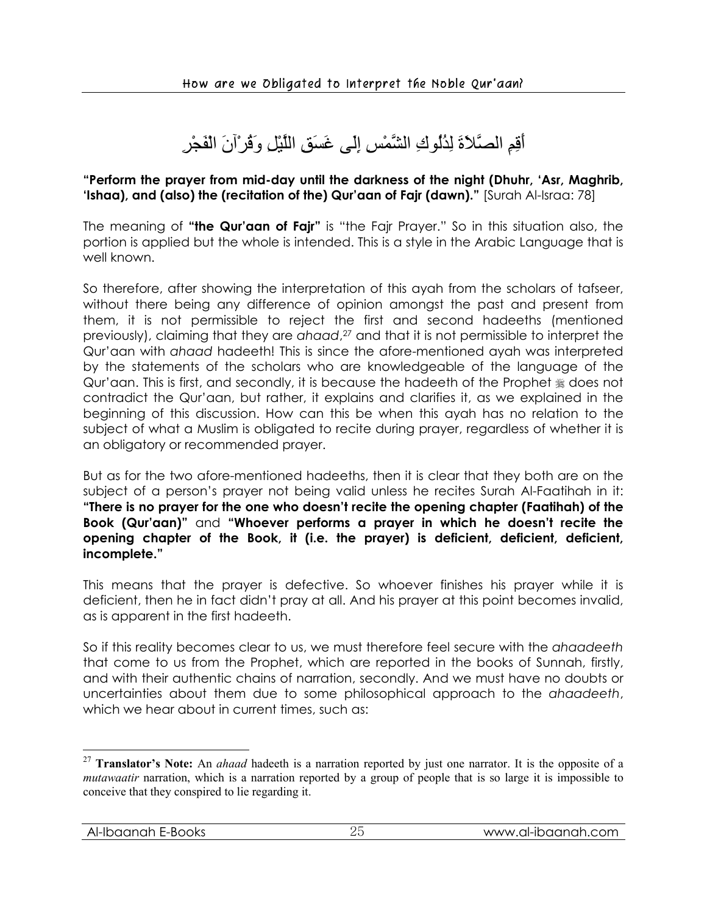أَقِمِ الصَّلاَةَ لِدُلُوكِ الشَّمْسِ إِلَى غَسَقِ اللَّيْلِ وَقُرْآنَ الفَجْرِ

**"Perform the prayer from mid-day until the darkness of the night (Dhuhr, 'Asr, Maghrib, 'Ishaa), and (also) the (recitation of the) Qur'aan of Fajr (dawn)."** [Surah Al-Israa: 78]

The meaning of **"the Qur'aan of Fajr"** is "the Fajr Prayer." So in this situation also, the portion is applied but the whole is intended. This is a style in the Arabic Language that is well known.

So therefore, after showing the interpretation of this ayah from the scholars of tafseer, without there being any difference of opinion amongst the past and present from them, it is not permissible to reject the first and second hadeeths (mentioned previously), claiming that they are *ahaad*,[27] and that it is not permissible to interpret the Qur'aan with *ahaad* hadeeth! This is since the afore-mentioned ayah was interpreted by the statements of the scholars who are knowledgeable of the language of the Qur'aan. This is first, and secondly, it is because the hadeeth of the Prophet ﷺ does not contradict the Qur'aan, but rather, it explains and clarifies it, as we explained in the beginning of this discussion. How can this be when this ayah has no relation to the subject of what a Muslim is obligated to recite during prayer, regardless of whether it is an obligatory or recommended prayer.

But as for the two afore-mentioned hadeeths, then it is clear that they both are on the subject of a person's prayer not being valid unless he recites Surah Al-Faatihah in it: **"There is no prayer for the one who doesn't recite the opening chapter (Faatihah) of the Book (Qur'aan)"** and **"Whoever performs a prayer in which he doesn't recite the opening chapter of the Book, it (i.e. the prayer) is deficient, deficient, deficient, incomplete."**

This means that the prayer is defective. So whoever finishes his prayer while it is deficient, then he in fact didn't pray at all. And his prayer at this point becomes invalid, as is apparent in the first hadeeth.

So if this reality becomes clear to us, we must therefore feel secure with the *ahaadeeth* that come to us from the Prophet, which are reported in the books of Sunnah, firstly, and with their authentic chains of narration, secondly. And we must have no doubts or uncertainties about them due to some philosophical approach to the *ahaadeeth*, which we hear about in current times, such as:

---

[27] **Translator's Note:** An *ahaad* hadeeth is a narration reported by just one narrator. It is the opposite of a *mutawaatir* narration, which is a narration reported by a group of people that is so large it is impossible to conceive that they conspired to lie regarding it.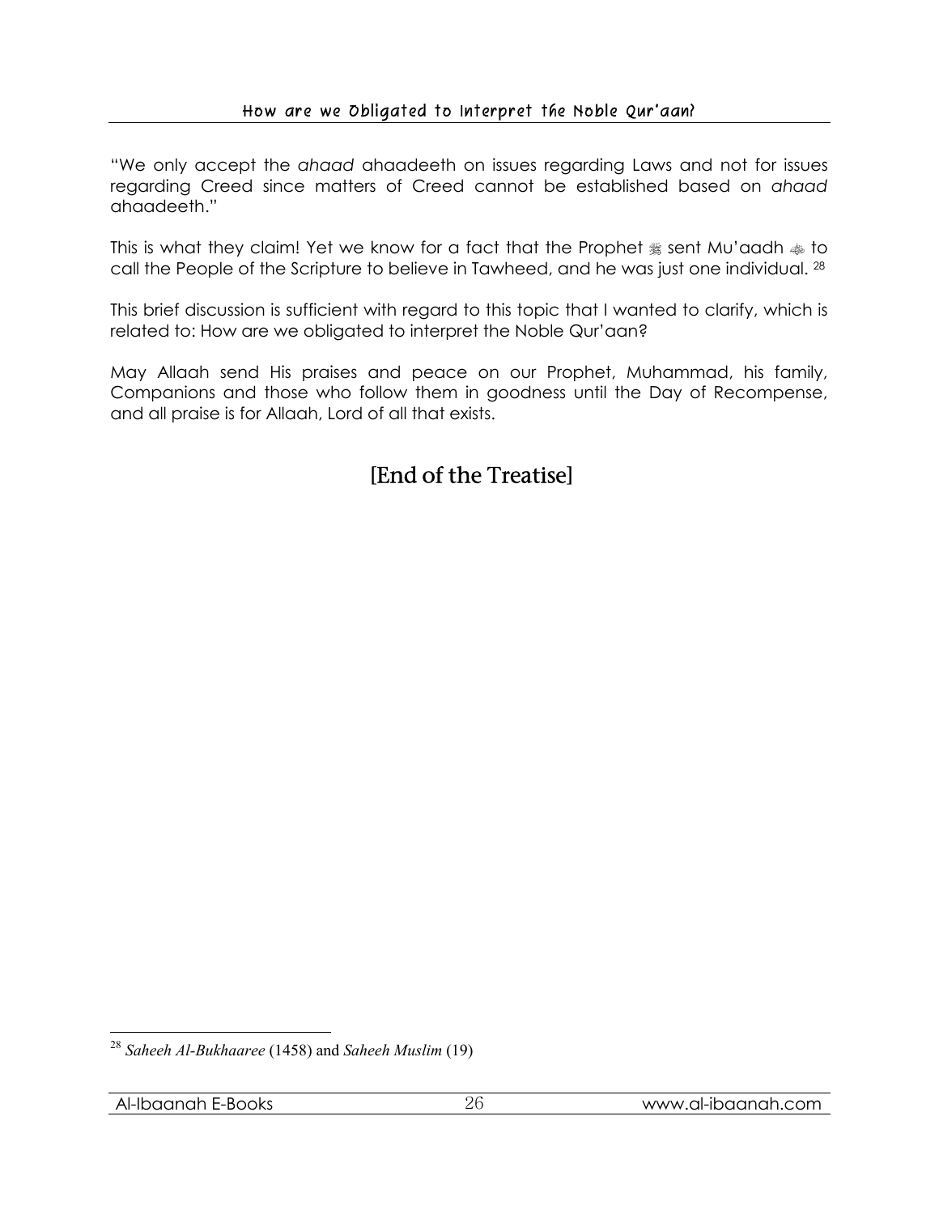"We only accept the *ahaad* ahaadeeth on issues regarding Laws and not for issues regarding Creed since matters of Creed cannot be established based on *ahaad* ahaadeeth."

This is what they claim! Yet we know for a fact that the Prophet ﷺ sent Mu'aadh ﵁ to call the People of the Scripture to believe in Tawheed, and he was just one individual. [28]

This brief discussion is sufficient with regard to this topic that I wanted to clarify, which is related to: How are we obligated to interpret the Noble Qur'aan?

May Allaah send His praises and peace on our Prophet, Muhammad, his family, Companions and those who follow them in goodness until the Day of Recompense, and all praise is for Allaah, Lord of all that exists.

## [End of the Treatise]

---

[28] *Saheeh Al-Bukhaaree* (1458) and *Saheeh Muslim* (19)